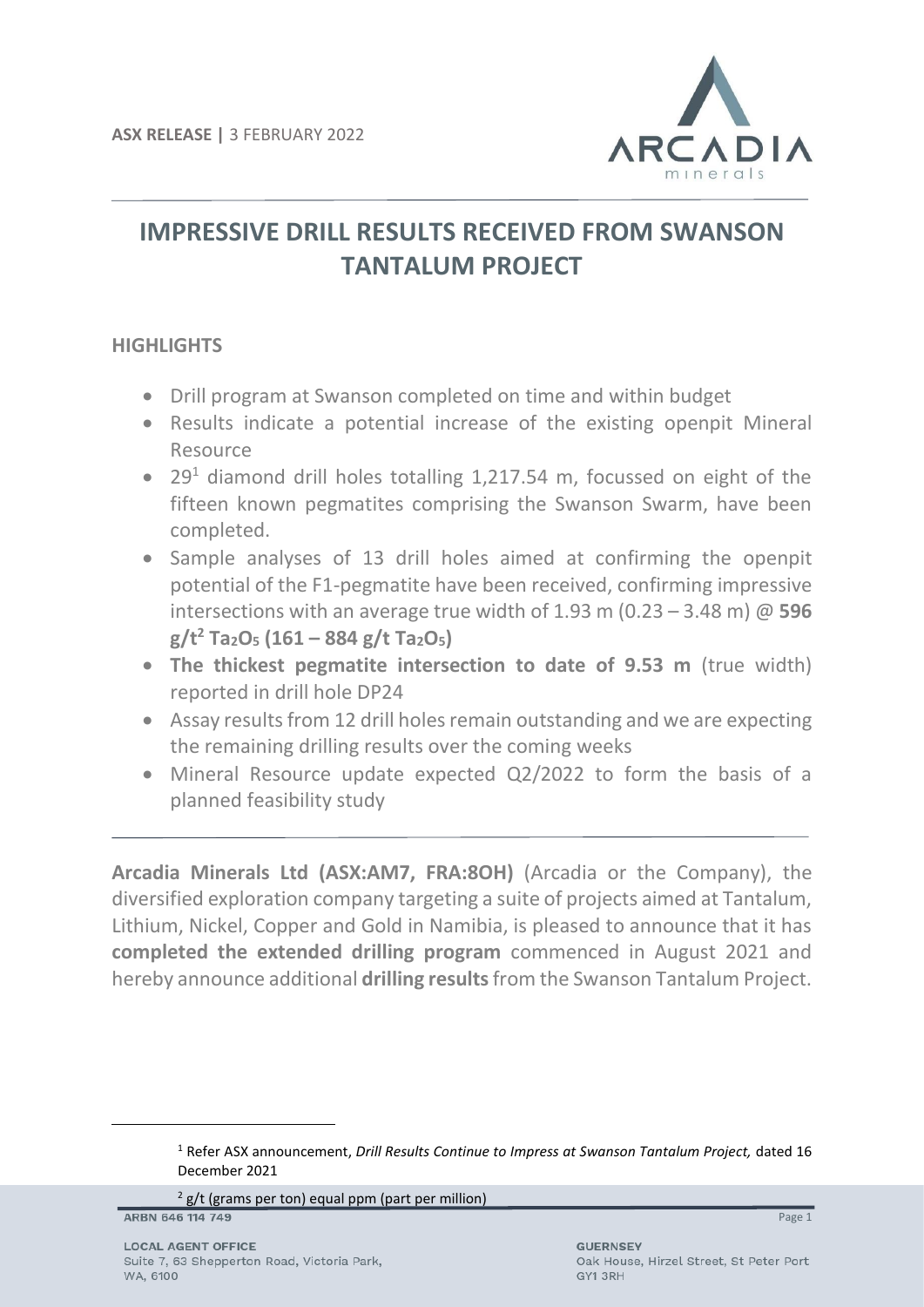ASX RELEASE | 3 FEBRUARY 2022

# IMPRESSIVE DRILL RESULTS RECEIVED FROM SWANSON TANTALUM PROJECT

## HIGHLIGHTS

- Drill program at Swanson completed on time and within budget
- Results indicate a potential increase of the existing openpit Mineral Resource
- 29[1] diamond drill holes totalling 1,217.54 m, focussed on eight of the fifteen known pegmatites comprising the Swanson Swarm, have been completed.
- Sample analyses of 13 drill holes aimed at confirming the openpit potential of the F1-pegmatite have been received, confirming impressive intersections with an average true width of 1.93 m (0.23 – 3.48 m) @ **596 g/t[2] $Ta_2O_5$ (161 – 884 g/t $Ta_2O_5$)**
- **The thickest pegmatite intersection to date of 9.53 m** (true width) reported in drill hole DP24
- Assay results from 12 drill holes remain outstanding and we are expecting the remaining drilling results over the coming weeks
- Mineral Resource update expected Q2/2022 to form the basis of a planned feasibility study

**Arcadia Minerals Ltd (ASX:AM7, FRA:8OH)** (Arcadia or the Company), the diversified exploration company targeting a suite of projects aimed at Tantalum, Lithium, Nickel, Copper and Gold in Namibia, is pleased to announce that it has **completed the extended drilling program** commenced in August 2021 and hereby announce additional **drilling results** from the Swanson Tantalum Project.

[1] Refer ASX announcement, *Drill Results Continue to Impress at Swanson Tantalum Project,* dated 16 December 2021

[2] g/t (grams per ton) equal ppm (part per million)

ARBN 646 114 749

LOCAL AGENT OFFICE
Suite 7, 63 Shepperton Road, Victoria Park, WA, 6100

GUERNSEY
Oak House, Hirzel Street, St Peter Port GY1 3RH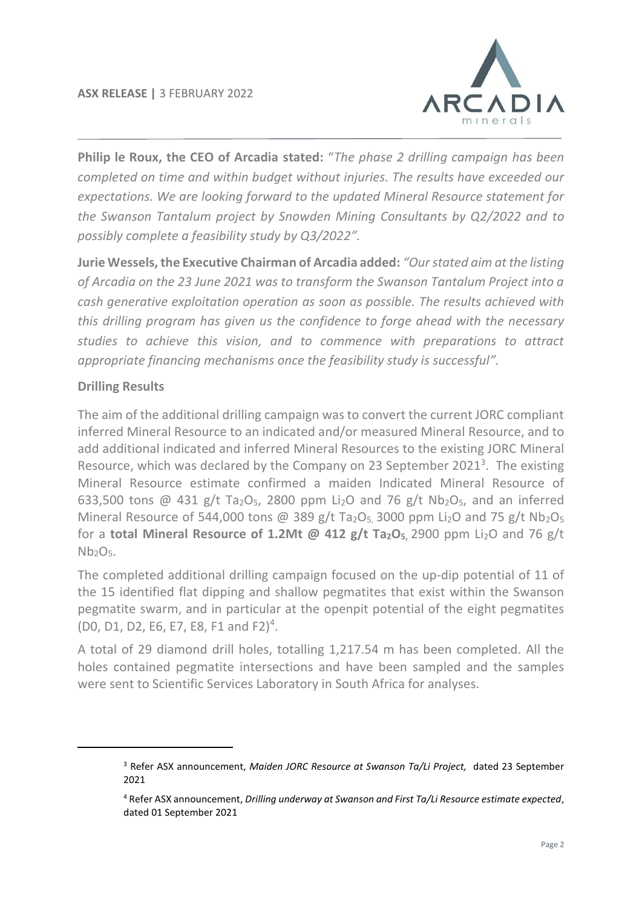**Philip le Roux, the CEO of Arcadia stated:** "*The phase 2 drilling campaign has been completed on time and within budget without injuries. The results have exceeded our expectations. We are looking forward to the updated Mineral Resource statement for the Swanson Tantalum project by Snowden Mining Consultants by Q2/2022 and to possibly complete a feasibility study by Q3/2022".*

**Jurie Wessels, the Executive Chairman of Arcadia added:** *"Our stated aim at the listing of Arcadia on the 23 June 2021 was to transform the Swanson Tantalum Project into a cash generative exploitation operation as soon as possible. The results achieved with this drilling program has given us the confidence to forge ahead with the necessary studies to achieve this vision, and to commence with preparations to attract appropriate financing mechanisms once the feasibility study is successful".*

**Drilling Results**

The aim of the additional drilling campaign was to convert the current JORC compliant inferred Mineral Resource to an indicated and/or measured Mineral Resource, and to add additional indicated and inferred Mineral Resources to the existing JORC Mineral Resource, which was declared by the Company on 23 September 2021[3]. The existing Mineral Resource estimate confirmed a maiden Indicated Mineral Resource of 633,500 tons @ 431 g/t $Ta_2O_5$, 2800 ppm $Li_2O$ and 76 g/t $Nb_2O_5$, and an inferred Mineral Resource of 544,000 tons @ 389 g/t $Ta_2O_5$, 3000 ppm $Li_2O$ and 75 g/t $Nb_2O_5$ for a **total Mineral Resource of 1.2Mt @ 412 g/t $Ta_2O_5$**, 2900 ppm $Li_2O$ and 76 g/t $Nb_2O_5$.

The completed additional drilling campaign focused on the up-dip potential of 11 of the 15 identified flat dipping and shallow pegmatites that exist within the Swanson pegmatite swarm, and in particular at the openpit potential of the eight pegmatites (D0, D1, D2, E6, E7, E8, F1 and F2)[4].

A total of 29 diamond drill holes, totalling 1,217.54 m has been completed. All the holes contained pegmatite intersections and have been sampled and the samples were sent to Scientific Services Laboratory in South Africa for analyses.

---

[3] Refer ASX announcement, *Maiden JORC Resource at Swanson Ta/Li Project,* dated 23 September 2021

[4] Refer ASX announcement, *Drilling underway at Swanson and First Ta/Li Resource estimate expected*, dated 01 September 2021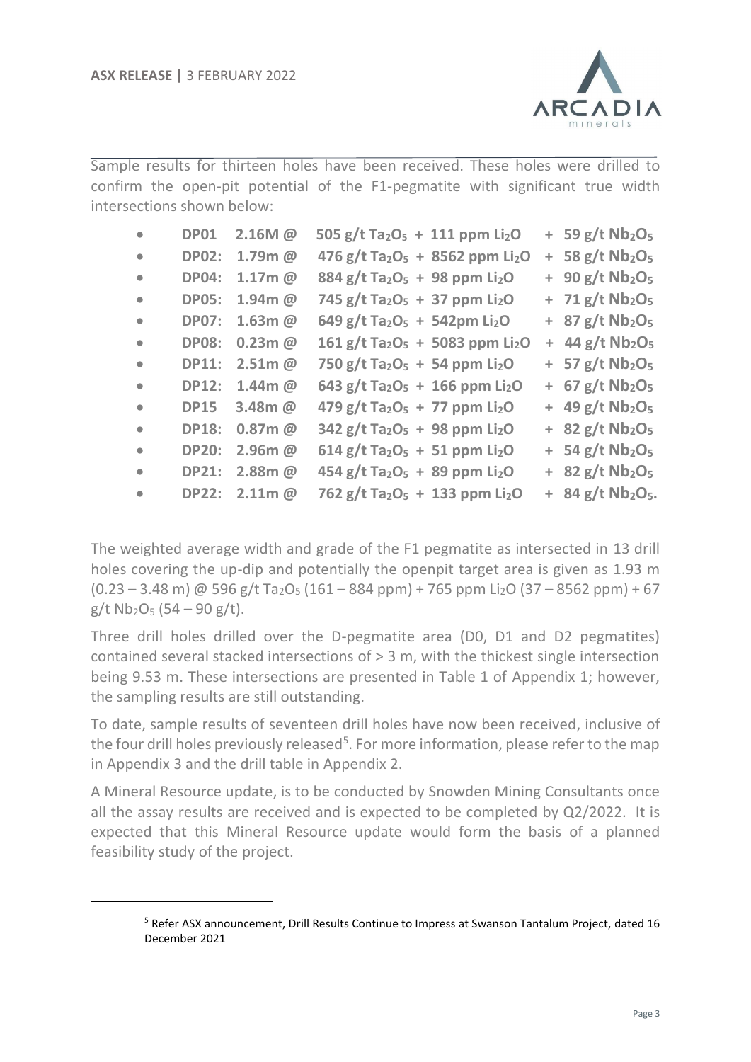Sample results for thirteen holes have been received. These holes were drilled to confirm the open-pit potential of the F1-pegmatite with significant true width intersections shown below:

- **DP01 2.16M @ 505 g/t $Ta_2O_5$ + 111 ppm $Li_2O$ + 59 g/t $Nb_2O_5$**
- **DP02: 1.79m @ 476 g/t $Ta_2O_5$ + 8562 ppm $Li_2O$ + 58 g/t $Nb_2O_5$**
- **DP04: 1.17m @ 884 g/t $Ta_2O_5$ + 98 ppm $Li_2O$ + 90 g/t $Nb_2O_5$**
- **DP05: 1.94m @ 745 g/t $Ta_2O_5$ + 37 ppm $Li_2O$ + 71 g/t $Nb_2O_5$**
- **DP07: 1.63m @ 649 g/t $Ta_2O_5$ + 542pm $Li_2O$ + 87 g/t $Nb_2O_5$**
- **DP08: 0.23m @ 161 g/t $Ta_2O_5$ + 5083 ppm $Li_2O$ + 44 g/t $Nb_2O_5$**
- **DP11: 2.51m @ 750 g/t $Ta_2O_5$ + 54 ppm $Li_2O$ + 57 g/t $Nb_2O_5$**
- **DP12: 1.44m @ 643 g/t $Ta_2O_5$ + 166 ppm $Li_2O$ + 67 g/t $Nb_2O_5$**
- **DP15 3.48m @ 479 g/t $Ta_2O_5$ + 77 ppm $Li_2O$ + 49 g/t $Nb_2O_5$**
- **DP18: 0.87m @ 342 g/t $Ta_2O_5$ + 98 ppm $Li_2O$ + 82 g/t $Nb_2O_5$**
- **DP20: 2.96m @ 614 g/t $Ta_2O_5$ + 51 ppm $Li_2O$ + 54 g/t $Nb_2O_5$**
- **DP21: 2.88m @ 454 g/t $Ta_2O_5$ + 89 ppm $Li_2O$ + 82 g/t $Nb_2O_5$**
- **DP22: 2.11m @ 762 g/t $Ta_2O_5$ + 133 ppm $Li_2O$ + 84 g/t $Nb_2O_5$.**

The weighted average width and grade of the F1 pegmatite as intersected in 13 drill holes covering the up-dip and potentially the openpit target area is given as 1.93 m (0.23 – 3.48 m) @ 596 g/t $Ta_2O_5$ (161 – 884 ppm) + 765 ppm $Li_2O$ (37 – 8562 ppm) + 67 g/t $Nb_2O_5$ (54 – 90 g/t).

Three drill holes drilled over the D-pegmatite area (D0, D1 and D2 pegmatites) contained several stacked intersections of > 3 m, with the thickest single intersection being 9.53 m. These intersections are presented in Table 1 of Appendix 1; however, the sampling results are still outstanding.

To date, sample results of seventeen drill holes have now been received, inclusive of the four drill holes previously released[5]. For more information, please refer to the map in Appendix 3 and the drill table in Appendix 2.

A Mineral Resource update, is to be conducted by Snowden Mining Consultants once all the assay results are received and is expected to be completed by Q2/2022. It is expected that this Mineral Resource update would form the basis of a planned feasibility study of the project.

[5] Refer ASX announcement, Drill Results Continue to Impress at Swanson Tantalum Project, dated 16 December 2021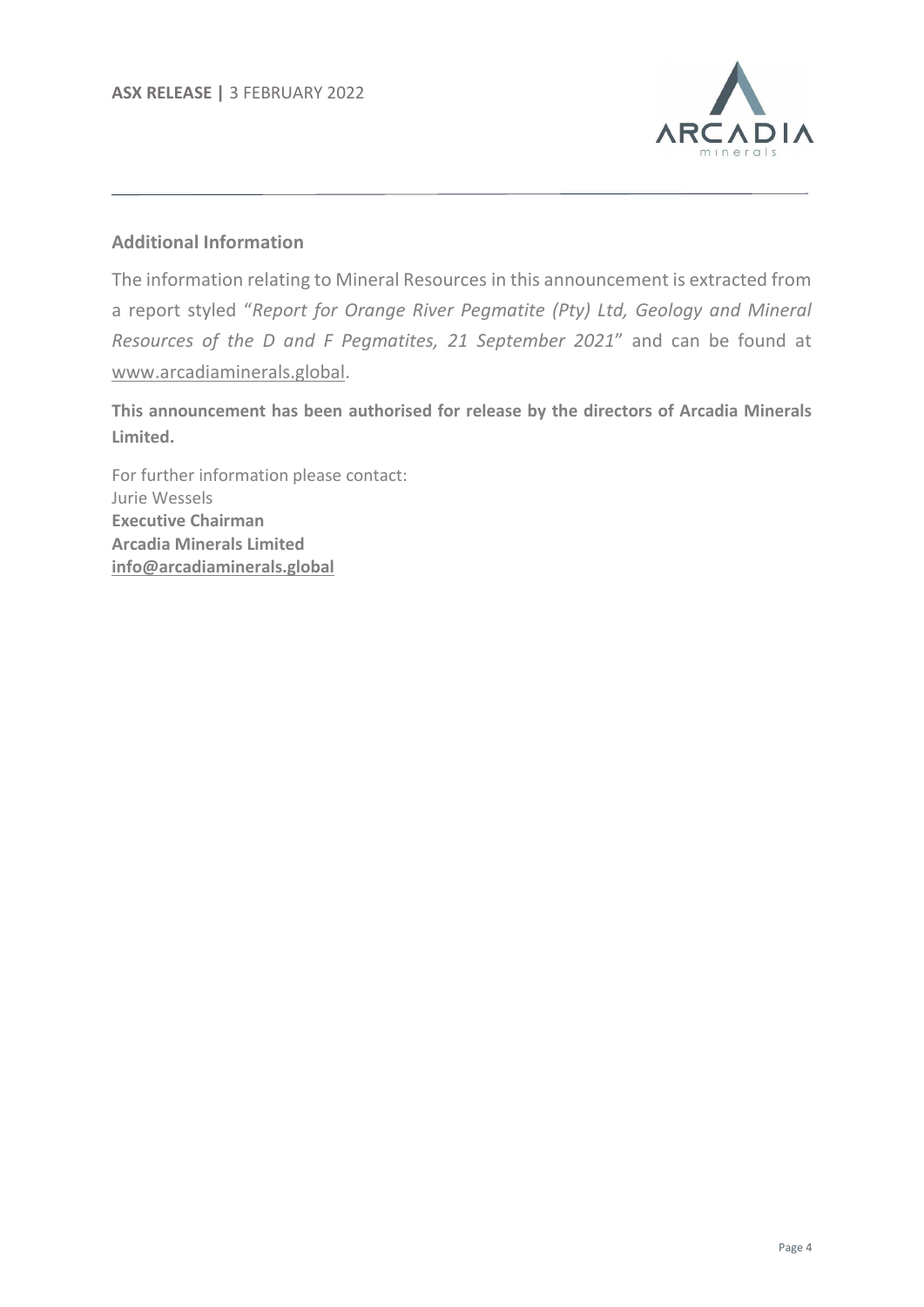## Additional Information

The information relating to Mineral Resources in this announcement is extracted from a report styled "*Report for Orange River Pegmatite (Pty) Ltd, Geology and Mineral Resources of the D and F Pegmatites, 21 September 2021*" and can be found at www.arcadiaminerals.global.

**This announcement has been authorised for release by the directors of Arcadia Minerals Limited.**

For further information please contact:
Jurie Wessels
**Executive Chairman**
**Arcadia Minerals Limited**
**info@arcadiaminerals.global**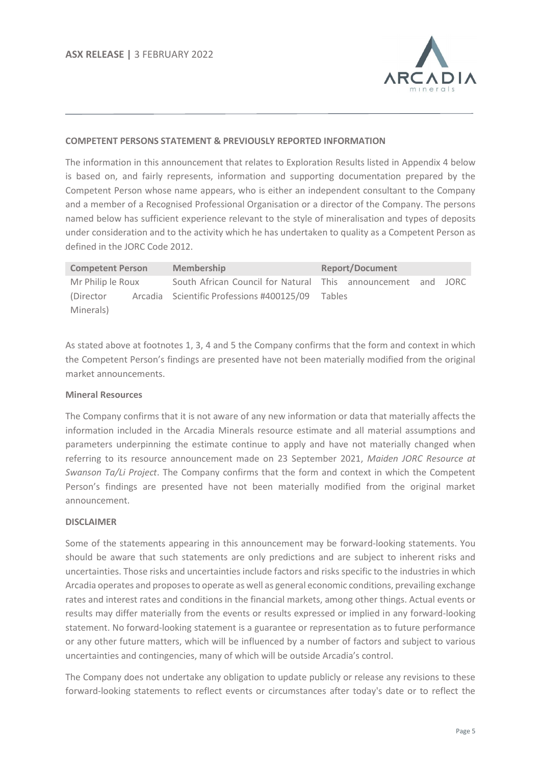**COMPETENT PERSONS STATEMENT & PREVIOUSLY REPORTED INFORMATION**

The information in this announcement that relates to Exploration Results listed in Appendix 4 below is based on, and fairly represents, information and supporting documentation prepared by the Competent Person whose name appears, who is either an independent consultant to the Company and a member of a Recognised Professional Organisation or a director of the Company. The persons named below has sufficient experience relevant to the style of mineralisation and types of deposits under consideration and to the activity which he has undertaken to quality as a Competent Person as defined in the JORC Code 2012.

| Competent Person | Membership | Report/Document |
|---|---|---|
| Mr Philip le Roux (Director Arcadia Minerals) | South African Council for Natural Scientific Professions #400125/09 | This announcement and JORC Tables |

As stated above at footnotes 1, 3, 4 and 5 the Company confirms that the form and context in which the Competent Person's findings are presented have not been materially modified from the original market announcements.

**Mineral Resources**

The Company confirms that it is not aware of any new information or data that materially affects the information included in the Arcadia Minerals resource estimate and all material assumptions and parameters underpinning the estimate continue to apply and have not materially changed when referring to its resource announcement made on 23 September 2021, *Maiden JORC Resource at Swanson Ta/Li Project*. The Company confirms that the form and context in which the Competent Person's findings are presented have not been materially modified from the original market announcement.

**DISCLAIMER**

Some of the statements appearing in this announcement may be forward-looking statements. You should be aware that such statements are only predictions and are subject to inherent risks and uncertainties. Those risks and uncertainties include factors and risks specific to the industries in which Arcadia operates and proposes to operate as well as general economic conditions, prevailing exchange rates and interest rates and conditions in the financial markets, among other things. Actual events or results may differ materially from the events or results expressed or implied in any forward-looking statement. No forward-looking statement is a guarantee or representation as to future performance or any other future matters, which will be influenced by a number of factors and subject to various uncertainties and contingencies, many of which will be outside Arcadia's control.

The Company does not undertake any obligation to update publicly or release any revisions to these forward-looking statements to reflect events or circumstances after today's date or to reflect the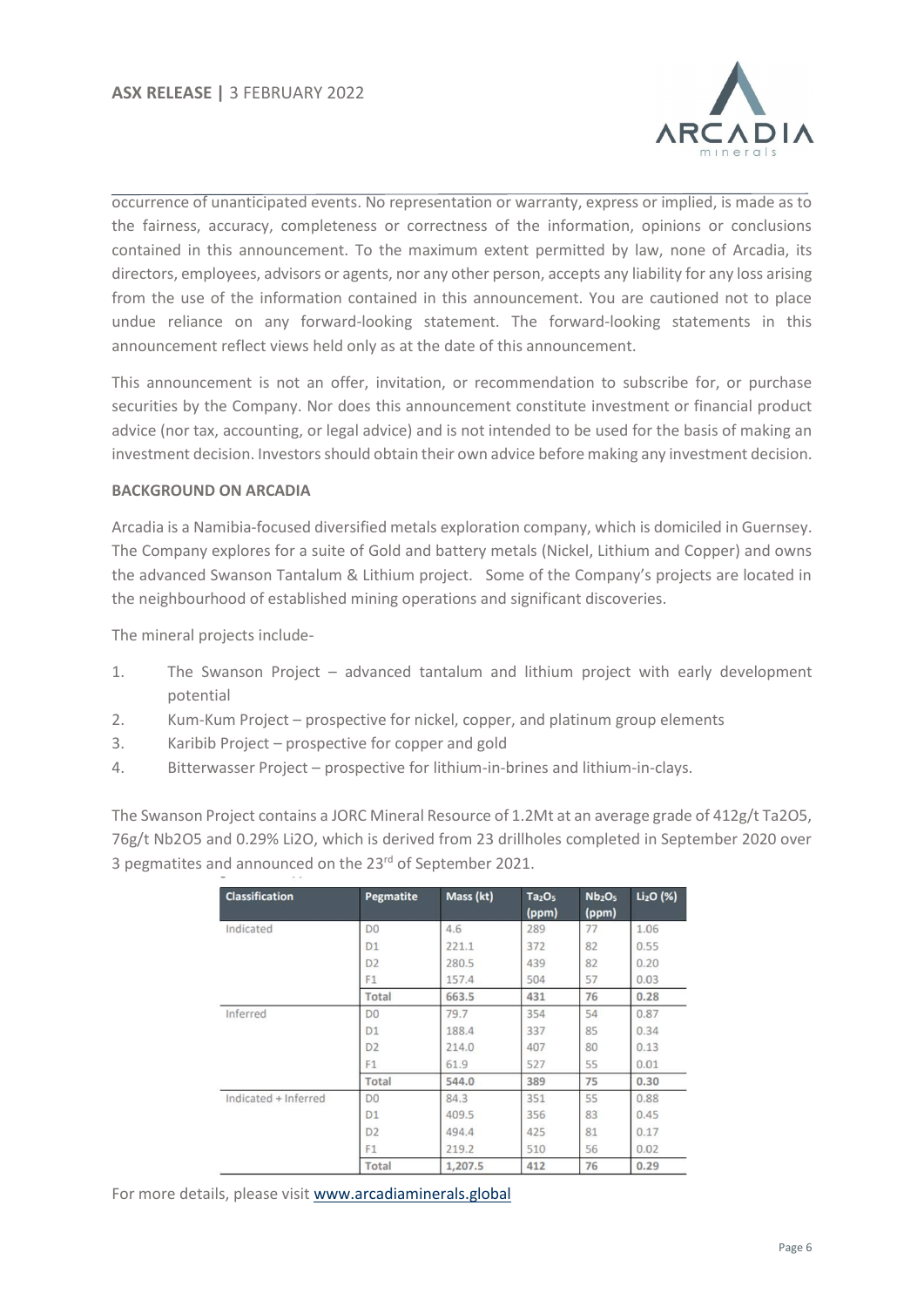occurrence of unanticipated events. No representation or warranty, express or implied, is made as to the fairness, accuracy, completeness or correctness of the information, opinions or conclusions contained in this announcement. To the maximum extent permitted by law, none of Arcadia, its directors, employees, advisors or agents, nor any other person, accepts any liability for any loss arising from the use of the information contained in this announcement. You are cautioned not to place undue reliance on any forward-looking statement. The forward-looking statements in this announcement reflect views held only as at the date of this announcement.

This announcement is not an offer, invitation, or recommendation to subscribe for, or purchase securities by the Company. Nor does this announcement constitute investment or financial product advice (nor tax, accounting, or legal advice) and is not intended to be used for the basis of making an investment decision. Investors should obtain their own advice before making any investment decision.

**BACKGROUND ON ARCADIA**

Arcadia is a Namibia-focused diversified metals exploration company, which is domiciled in Guernsey. The Company explores for a suite of Gold and battery metals (Nickel, Lithium and Copper) and owns the advanced Swanson Tantalum & Lithium project. Some of the Company's projects are located in the neighbourhood of established mining operations and significant discoveries.

The mineral projects include-

1. The Swanson Project – advanced tantalum and lithium project with early development potential
2. Kum-Kum Project – prospective for nickel, copper, and platinum group elements
3. Karibib Project – prospective for copper and gold
4. Bitterwasser Project – prospective for lithium-in-brines and lithium-in-clays.

The Swanson Project contains a JORC Mineral Resource of 1.2Mt at an average grade of 412g/t $Ta_2O_5$, 76g/t $Nb_2O_5$ and 0.29% $Li_2O$, which is derived from 23 drillholes completed in September 2020 over 3 pegmatites and announced on the 23rd of September 2021.

| Classification | Pegmatite | Mass (kt) | $Ta_2O_5$ (ppm) | $Nb_2O_5$ (ppm) | $Li_2O$ (%) |
|---|---|---|---|---|---|
| Indicated | D0 | 4.6 | 289 | 77 | 1.06 |
| | D1 | 221.1 | 372 | 82 | 0.55 |
| | D2 | 280.5 | 439 | 82 | 0.20 |
| | F1 | 157.4 | 504 | 57 | 0.03 |
| | **Total** | **663.5** | **431** | **76** | **0.28** |
| Inferred | D0 | 79.7 | 354 | 54 | 0.87 |
| | D1 | 188.4 | 337 | 85 | 0.34 |
| | D2 | 214.0 | 407 | 80 | 0.13 |
| | F1 | 61.9 | 527 | 55 | 0.01 |
| | **Total** | **544.0** | **389** | **75** | **0.30** |
| Indicated + Inferred | D0 | 84.3 | 351 | 55 | 0.88 |
| | D1 | 409.5 | 356 | 83 | 0.45 |
| | D2 | 494.4 | 425 | 81 | 0.17 |
| | F1 | 219.2 | 510 | 56 | 0.02 |
| | **Total** | **1,207.5** | **412** | **76** | **0.29** |

For more details, please visit [www.arcadiaminerals.global](www.arcadiaminerals.global)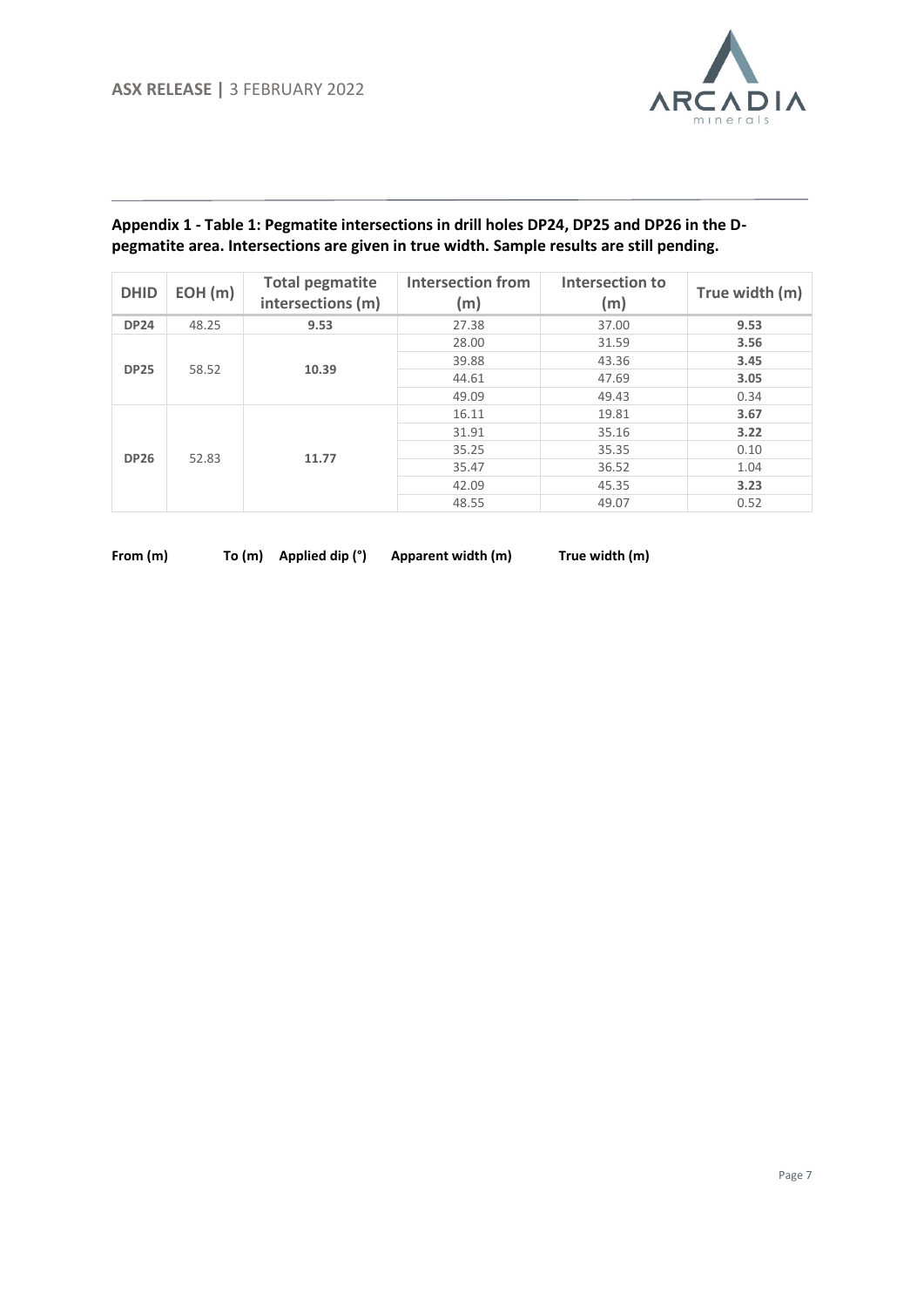**Appendix 1 - Table 1: Pegmatite intersections in drill holes DP24, DP25 and DP26 in the D-pegmatite area. Intersections are given in true width. Sample results are still pending.**

| DHID | EOH (m) | Total pegmatite intersections (m) | Intersection from (m) | Intersection to (m) | True width (m) |
|---|---|---|---|---|---|
| **DP24** | 48.25 | **9.53** | 27.38 | 37.00 | **9.53** |
| **DP25** | 58.52 | **10.39** | 28.00 | 31.59 | **3.56** |
| | | | 39.88 | 43.36 | **3.45** |
| | | | 44.61 | 47.69 | **3.05** |
| | | | 49.09 | 49.43 | 0.34 |
| **DP26** | 52.83 | **11.77** | 16.11 | 19.81 | **3.67** |
| | | | 31.91 | 35.16 | **3.22** |
| | | | 35.25 | 35.35 | 0.10 |
| | | | 35.47 | 36.52 | 1.04 |
| | | | 42.09 | 45.35 | **3.23** |
| | | | 48.55 | 49.07 | 0.52 |

| From (m) | To (m) | Applied dip (°) | Apparent width (m) | True width (m) |
|---|---|---|---|---|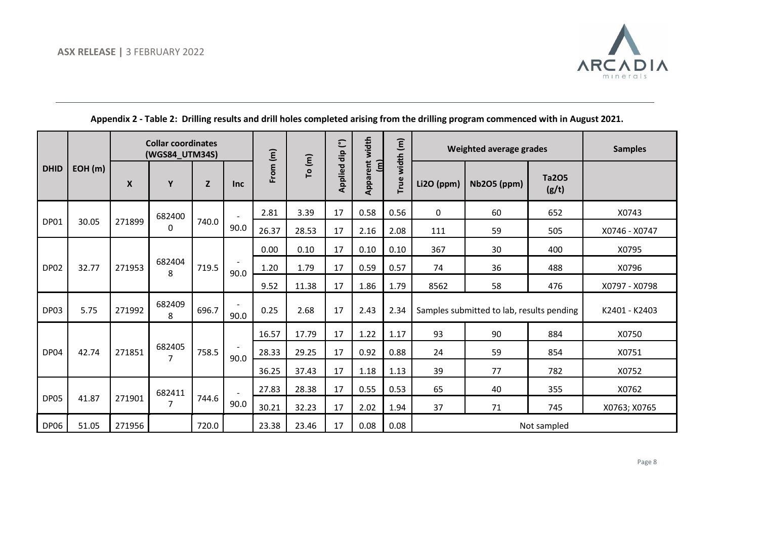**Appendix 2 - Table 2: Drilling results and drill holes completed arising from the drilling program commenced with in August 2021.**

| DHID | EOH (m) | Collar coordinates (WGS84_UTM34S) | | | | From (m) | To (m) | Applied dip (°) | Apparent width (m) | True width (m) | Weighted average grades | | | Samples |
|---|---|---|---|---|---|---|---|---|---|---|---|---|---|---|
| | | X | Y | Z | Inc | | | | | | Li2O (ppm) | Nb2O5 (ppm) | Ta2O5 (g/t) | |
| DP01 | 30.05 | 271899 | 6824000 | 740.0 | -90.0 | 2.81 | 3.39 | 17 | 0.58 | 0.56 | 0 | 60 | 652 | X0743 |
| | | | | | | 26.37 | 28.53 | 17 | 2.16 | 2.08 | 111 | 59 | 505 | X0746 - X0747 |
| DP02 | 32.77 | 271953 | 6824048 | 719.5 | -90.0 | 0.00 | 0.10 | 17 | 0.10 | 0.10 | 367 | 30 | 400 | X0795 |
| | | | | | | 1.20 | 1.79 | 17 | 0.59 | 0.57 | 74 | 36 | 488 | X0796 |
| | | | | | | 9.52 | 11.38 | 17 | 1.86 | 1.79 | 8562 | 58 | 476 | X0797 - X0798 |
| DP03 | 5.75 | 271992 | 6824098 | 696.7 | -90.0 | 0.25 | 2.68 | 17 | 2.43 | 2.34 | Samples submitted to lab, results pending | | | K2401 - K2403 |
| DP04 | 42.74 | 271851 | 6824057 | 758.5 | -90.0 | 16.57 | 17.79 | 17 | 1.22 | 1.17 | 93 | 90 | 884 | X0750 |
| | | | | | | 28.33 | 29.25 | 17 | 0.92 | 0.88 | 24 | 59 | 854 | X0751 |
| | | | | | | 36.25 | 37.43 | 17 | 1.18 | 1.13 | 39 | 77 | 782 | X0752 |
| DP05 | 41.87 | 271901 | 6824117 | 744.6 | -90.0 | 27.83 | 28.38 | 17 | 0.55 | 0.53 | 65 | 40 | 355 | X0762 |
| | | | | | | 30.21 | 32.23 | 17 | 2.02 | 1.94 | 37 | 71 | 745 | X0763; X0765 |
| DP06 | 51.05 | 271956 | | 720.0 | | 23.38 | 23.46 | 17 | 0.08 | 0.08 | Not sampled | | | |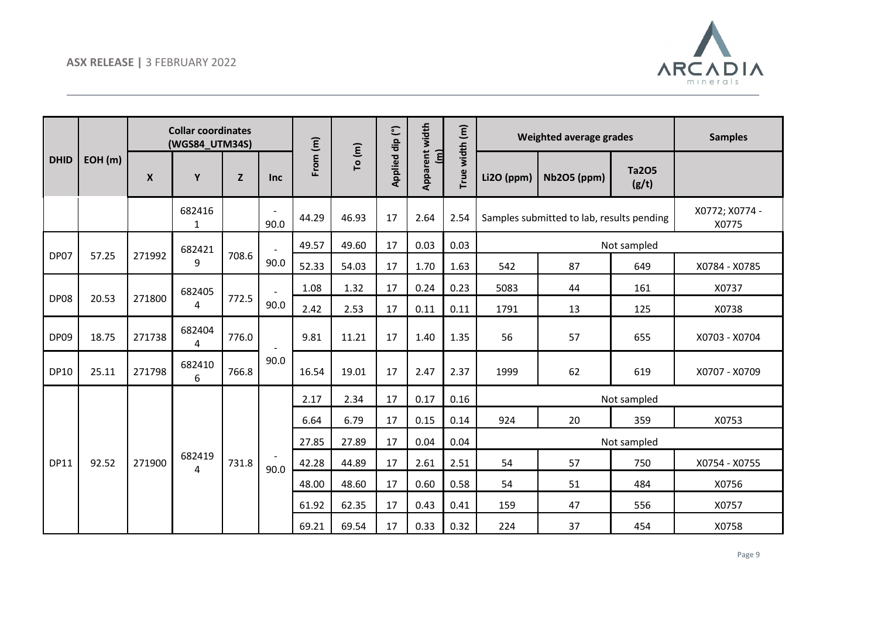| DHID | EOH (m) | Collar coordinates (WGS84_UTM34S) | | | | From (m) | To (m) | Applied dip (°) | Apparent width (m) | True width (m) | Weighted average grades | | | Samples |
|---|---|---|---|---|---|---|---|---|---|---|---|---|---|---|
| | | X | Y | Z | Inc | | | | | | Li2O (ppm) | Nb2O5 (ppm) | Ta2O5 (g/t) | |
| | | | 6824161 | | -90.0 | 44.29 | 46.93 | 17 | 2.64 | 2.54 | Samples submitted to lab, results pending | | | X0772; X0774 - X0775 |
| DP07 | 57.25 | 271992 | 6824219 | 708.6 | -90.0 | 49.57 | 49.60 | 17 | 0.03 | 0.03 | Not sampled | | | |
| | | | | | | 52.33 | 54.03 | 17 | 1.70 | 1.63 | 542 | 87 | 649 | X0784 - X0785 |
| DP08 | 20.53 | 271800 | 6824054 | 772.5 | -90.0 | 1.08 | 1.32 | 17 | 0.24 | 0.23 | 5083 | 44 | 161 | X0737 |
| | | | | | | 2.42 | 2.53 | 17 | 0.11 | 0.11 | 1791 | 13 | 125 | X0738 |
| DP09 | 18.75 | 271738 | 6824044 | 776.0 | -90.0 | 9.81 | 11.21 | 17 | 1.40 | 1.35 | 56 | 57 | 655 | X0703 - X0704 |
| DP10 | 25.11 | 271798 | 6824106 | 766.8 | | 16.54 | 19.01 | 17 | 2.47 | 2.37 | 1999 | 62 | 619 | X0707 - X0709 |
| DP11 | 92.52 | 271900 | 6824194 | 731.8 | -90.0 | 2.17 | 2.34 | 17 | 0.17 | 0.16 | Not sampled | | | |
| | | | | | | 6.64 | 6.79 | 17 | 0.15 | 0.14 | 924 | 20 | 359 | X0753 |
| | | | | | | 27.85 | 27.89 | 17 | 0.04 | 0.04 | Not sampled | | | |
| | | | | | | 42.28 | 44.89 | 17 | 2.61 | 2.51 | 54 | 57 | 750 | X0754 - X0755 |
| | | | | | | 48.00 | 48.60 | 17 | 0.60 | 0.58 | 54 | 51 | 484 | X0756 |
| | | | | | | 61.92 | 62.35 | 17 | 0.43 | 0.41 | 159 | 47 | 556 | X0757 |
| | | | | | | 69.21 | 69.54 | 17 | 0.33 | 0.32 | 224 | 37 | 454 | X0758 |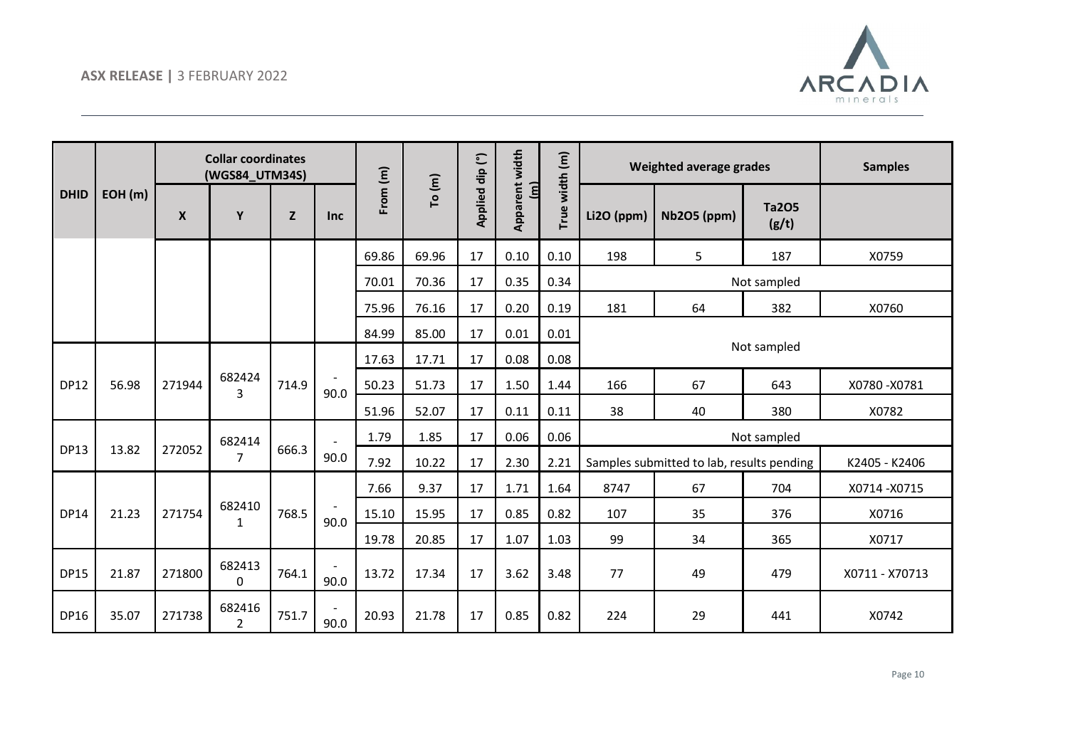| DHID | EOH (m) | Collar coordinates (WGS84_UTM34S) | | | | From (m) | To (m) | Applied dip (°) | Apparent width (m) | True width (m) | Weighted average grades | | | Samples |
|---|---|---|---|---|---|---|---|---|---|---|---|---|---|---|
| | | X | Y | Z | Inc | | | | | | Li2O (ppm) | Nb2O5 (ppm) | Ta2O5 (g/t) | |
| | | | | | | 69.86 | 69.96 | 17 | 0.10 | 0.10 | 198 | 5 | 187 | X0759 |
| | | | | | | 70.01 | 70.36 | 17 | 0.35 | 0.34 | Not sampled | | | |
| | | | | | | 75.96 | 76.16 | 17 | 0.20 | 0.19 | 181 | 64 | 382 | X0760 |
| | | | | | | 84.99 | 85.00 | 17 | 0.01 | 0.01 | Not sampled | | | |
| DP12 | 56.98 | 271944 | 6824243 | 714.9 | -90.0 | 17.63 | 17.71 | 17 | 0.08 | 0.08 | Not sampled | | | |
| | | | | | | 50.23 | 51.73 | 17 | 1.50 | 1.44 | 166 | 67 | 643 | X0780 -X0781 |
| | | | | | | 51.96 | 52.07 | 17 | 0.11 | 0.11 | 38 | 40 | 380 | X0782 |
| DP13 | 13.82 | 272052 | 6824147 | 666.3 | -90.0 | 1.79 | 1.85 | 17 | 0.06 | 0.06 | Not sampled | | | |
| | | | | | | 7.92 | 10.22 | 17 | 2.30 | 2.21 | Samples submitted to lab, results pending | | | K2405 - K2406 |
| DP14 | 21.23 | 271754 | 6824101 | 768.5 | -90.0 | 7.66 | 9.37 | 17 | 1.71 | 1.64 | 8747 | 67 | 704 | X0714 -X0715 |
| | | | | | | 15.10 | 15.95 | 17 | 0.85 | 0.82 | 107 | 35 | 376 | X0716 |
| | | | | | | 19.78 | 20.85 | 17 | 1.07 | 1.03 | 99 | 34 | 365 | X0717 |
| DP15 | 21.87 | 271800 | 6824130 | 764.1 | -90.0 | 13.72 | 17.34 | 17 | 3.62 | 3.48 | 77 | 49 | 479 | X0711 - X70713 |
| DP16 | 35.07 | 271738 | 6824162 | 751.7 | -90.0 | 20.93 | 21.78 | 17 | 0.85 | 0.82 | 224 | 29 | 441 | X0742 |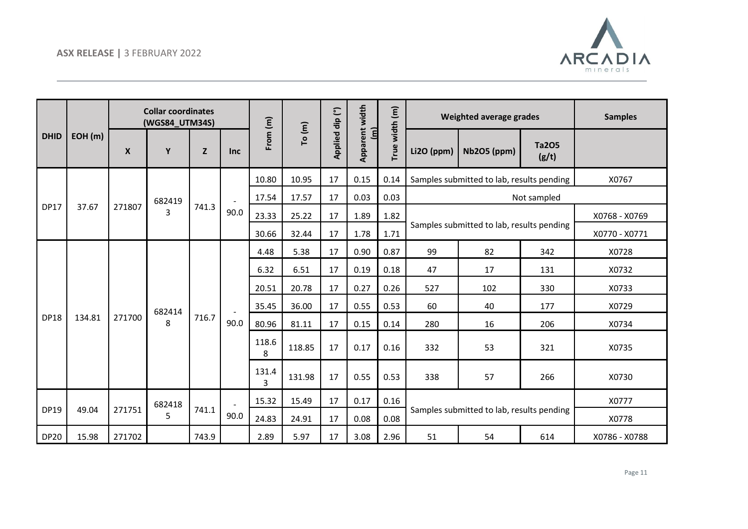| DHID | EOH (m) | Collar coordinates (WGS84_UTM34S) | | | | From (m) | To (m) | Applied dip (°) | Apparent width (m) | True width (m) | Weighted average grades | | | Samples |
|---|---|---|---|---|---|---|---|---|---|---|---|---|---|---|
| | | X | Y | Z | Inc | | | | | | Li2O (ppm) | Nb2O5 (ppm) | Ta2O5 (g/t) | |
| DP17 | 37.67 | 271807 | 6824193 | 741.3 | -90.0 | 10.80 | 10.95 | 17 | 0.15 | 0.14 | Samples submitted to lab, results pending | | | X0767 |
| | | | | | | 17.54 | 17.57 | 17 | 0.03 | 0.03 | Not sampled | | | |
| | | | | | | 23.33 | 25.22 | 17 | 1.89 | 1.82 | Samples submitted to lab, results pending | | | X0768 - X0769 |
| | | | | | | 30.66 | 32.44 | 17 | 1.78 | 1.71 | | | | X0770 - X0771 |
| DP18 | 134.81 | 271700 | 6824148 | 716.7 | -90.0 | 4.48 | 5.38 | 17 | 0.90 | 0.87 | 99 | 82 | 342 | X0728 |
| | | | | | | 6.32 | 6.51 | 17 | 0.19 | 0.18 | 47 | 17 | 131 | X0732 |
| | | | | | | 20.51 | 20.78 | 17 | 0.27 | 0.26 | 527 | 102 | 330 | X0733 |
| | | | | | | 35.45 | 36.00 | 17 | 0.55 | 0.53 | 60 | 40 | 177 | X0729 |
| | | | | | | 80.96 | 81.11 | 17 | 0.15 | 0.14 | 280 | 16 | 206 | X0734 |
| | | | | | | 118.68 | 118.85 | 17 | 0.17 | 0.16 | 332 | 53 | 321 | X0735 |
| | | | | | | 131.43 | 131.98 | 17 | 0.55 | 0.53 | 338 | 57 | 266 | X0730 |
| DP19 | 49.04 | 271751 | 6824185 | 741.1 | -90.0 | 15.32 | 15.49 | 17 | 0.17 | 0.16 | Samples submitted to lab, results pending | | | X0777 |
| | | | | | | 24.83 | 24.91 | 17 | 0.08 | 0.08 | | | | X0778 |
| DP20 | 15.98 | 271702 | | 743.9 | | 2.89 | 5.97 | 17 | 3.08 | 2.96 | 51 | 54 | 614 | X0786 - X0788 |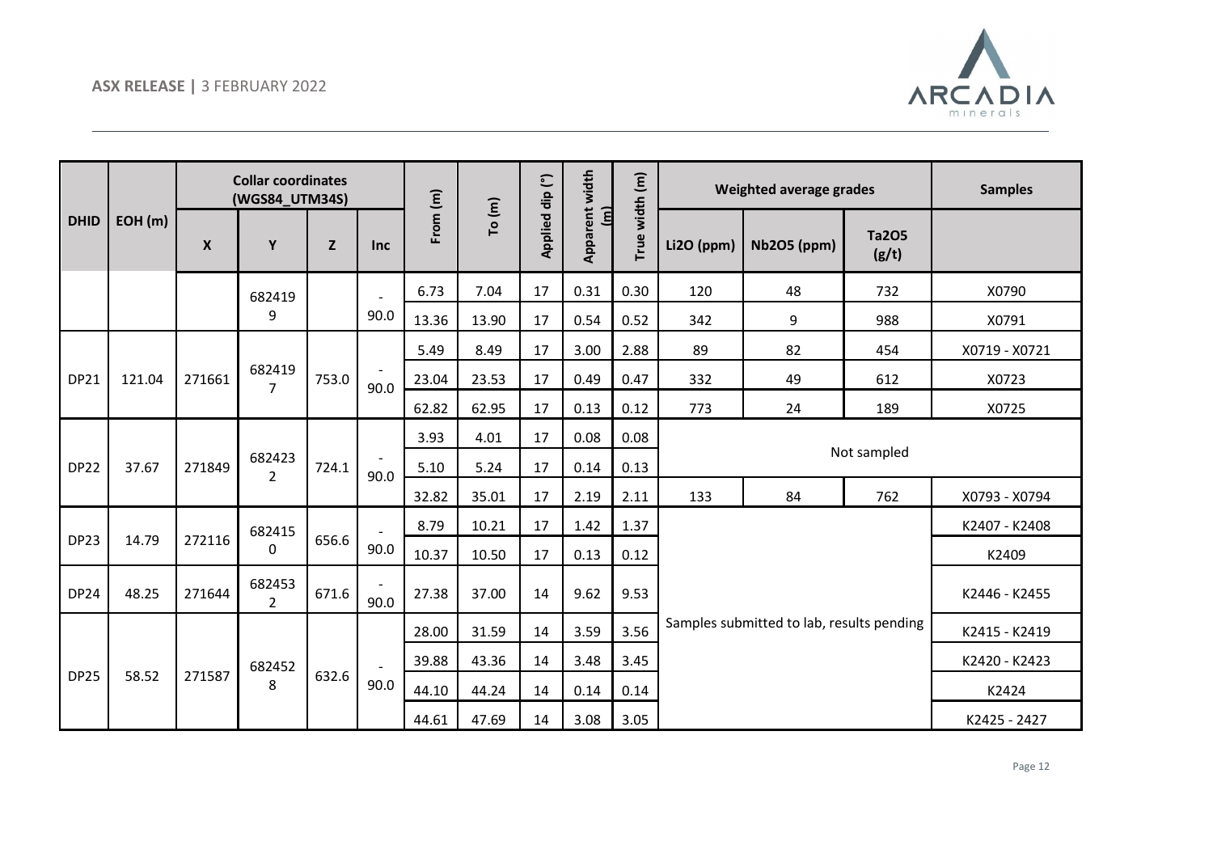| DHID | EOH (m) | Collar coordinates (WGS84_UTM34S) | | | | From (m) | To (m) | Applied dip (°) | Apparent width (m) | True width (m) | Weighted average grades | | | Samples |
|---|---|---|---|---|---|---|---|---|---|---|---|---|---|---|
| | | X | Y | Z | Inc | | | | | | Li2O (ppm) | Nb2O5 (ppm) | Ta2O5 (g/t) | |
| | | | 6824199 | | -90.0 | 6.73 | 7.04 | 17 | 0.31 | 0.30 | 120 | 48 | 732 | X0790 |
| | | | | | | 13.36 | 13.90 | 17 | 0.54 | 0.52 | 342 | 9 | 988 | X0791 |
| DP21 | 121.04 | 271661 | 6824197 | 753.0 | -90.0 | 5.49 | 8.49 | 17 | 3.00 | 2.88 | 89 | 82 | 454 | X0719 - X0721 |
| | | | | | | 23.04 | 23.53 | 17 | 0.49 | 0.47 | 332 | 49 | 612 | X0723 |
| | | | | | | 62.82 | 62.95 | 17 | 0.13 | 0.12 | 773 | 24 | 189 | X0725 |
| DP22 | 37.67 | 271849 | 6824232 | 724.1 | -90.0 | 3.93 | 4.01 | 17 | 0.08 | 0.08 | Not sampled | | | |
| | | | | | | 5.10 | 5.24 | 17 | 0.14 | 0.13 | | | | |
| | | | | | | 32.82 | 35.01 | 17 | 2.19 | 2.11 | 133 | 84 | 762 | X0793 - X0794 |
| DP23 | 14.79 | 272116 | 6824150 | 656.6 | -90.0 | 8.79 | 10.21 | 17 | 1.42 | 1.37 | Samples submitted to lab, results pending | | | K2407 - K2408 |
| | | | | | | 10.37 | 10.50 | 17 | 0.13 | 0.12 | | | | K2409 |
| DP24 | 48.25 | 271644 | 6824532 | 671.6 | -90.0 | 27.38 | 37.00 | 14 | 9.62 | 9.53 | | | | K2446 - K2455 |
| DP25 | 58.52 | 271587 | 6824528 | 632.6 | -90.0 | 28.00 | 31.59 | 14 | 3.59 | 3.56 | | | | K2415 - K2419 |
| | | | | | | 39.88 | 43.36 | 14 | 3.48 | 3.45 | | | | K2420 - K2423 |
| | | | | | | 44.10 | 44.24 | 14 | 0.14 | 0.14 | | | | K2424 |
| | | | | | | 44.61 | 47.69 | 14 | 3.08 | 3.05 | | | | K2425 - 2427 |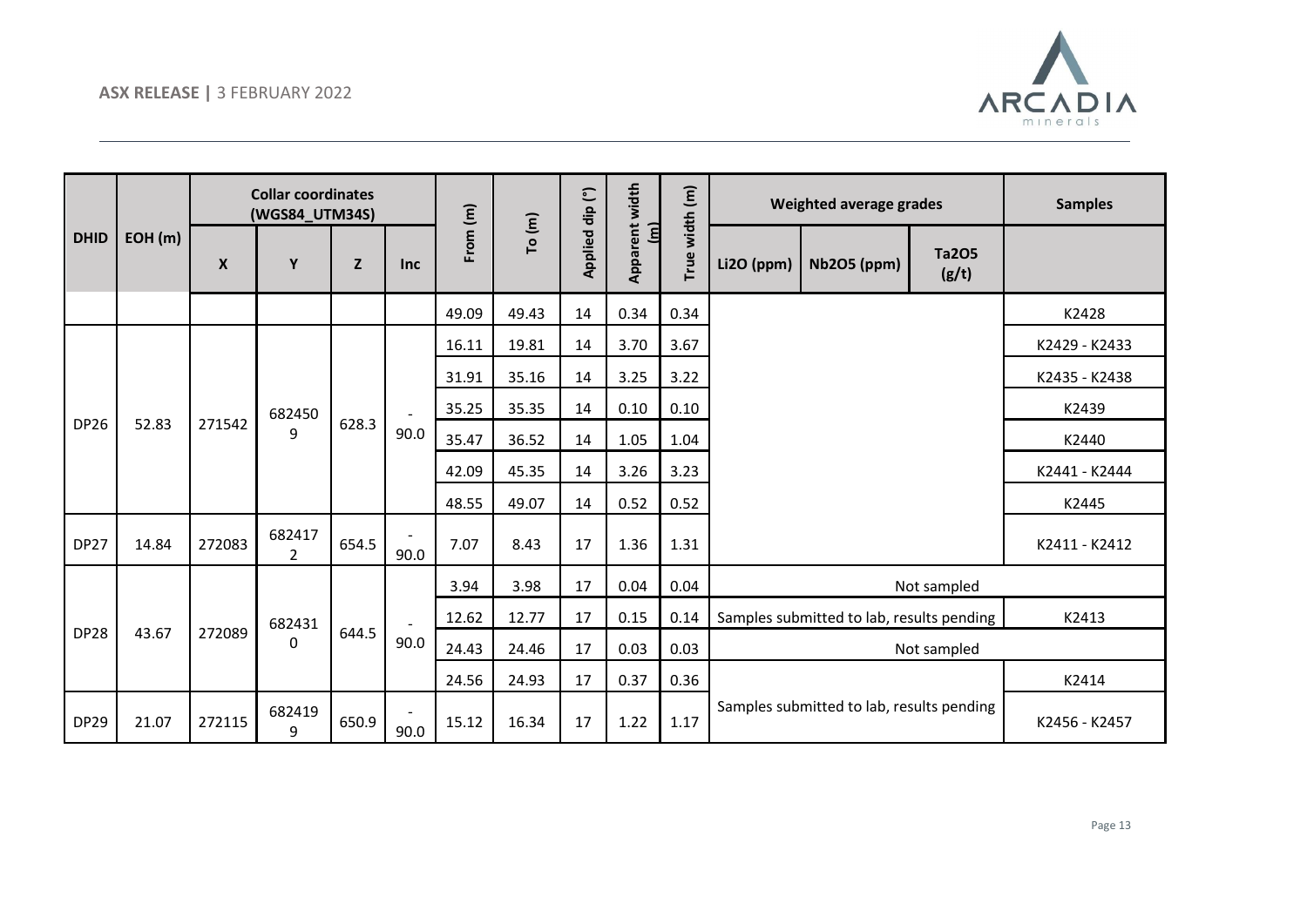| DHID | EOH (m) | Collar coordinates (WGS84_UTM34S) | | | | From (m) | To (m) | Applied dip (°) | Apparent width (m) | True width (m) | Weighted average grades | | | Samples |
|---|---|---|---|---|---|---|---|---|---|---|---|---|---|---|
| | | X | Y | Z | Inc | | | | | | Li2O (ppm) | Nb2O5 (ppm) | Ta2O5 (g/t) | |
| | | | | | | 49.09 | 49.43 | 14 | 0.34 | 0.34 | | | | K2428 |
| DP26 | 52.83 | 271542 | 6824509 | 628.3 | -90.0 | 16.11 | 19.81 | 14 | 3.70 | 3.67 | | | | K2429 - K2433 |
| | | | | | | 31.91 | 35.16 | 14 | 3.25 | 3.22 | | | | K2435 - K2438 |
| | | | | | | 35.25 | 35.35 | 14 | 0.10 | 0.10 | | | | K2439 |
| | | | | | | 35.47 | 36.52 | 14 | 1.05 | 1.04 | | | | K2440 |
| | | | | | | 42.09 | 45.35 | 14 | 3.26 | 3.23 | | | | K2441 - K2444 |
| | | | | | | 48.55 | 49.07 | 14 | 0.52 | 0.52 | | | | K2445 |
| DP27 | 14.84 | 272083 | 6824172 | 654.5 | -90.0 | 7.07 | 8.43 | 17 | 1.36 | 1.31 | | | | K2411 - K2412 |
| DP28 | 43.67 | 272089 | 6824310 | 644.5 | -90.0 | 3.94 | 3.98 | 17 | 0.04 | 0.04 | Not sampled | | | |
| | | | | | | 12.62 | 12.77 | 17 | 0.15 | 0.14 | Samples submitted to lab, results pending | | | K2413 |
| | | | | | | 24.43 | 24.46 | 17 | 0.03 | 0.03 | Not sampled | | | |
| | | | | | | 24.56 | 24.93 | 17 | 0.37 | 0.36 | Samples submitted to lab, results pending | | | K2414 |
| DP29 | 21.07 | 272115 | 6824199 | 650.9 | -90.0 | 15.12 | 16.34 | 17 | 1.22 | 1.17 | | | | K2456 - K2457 |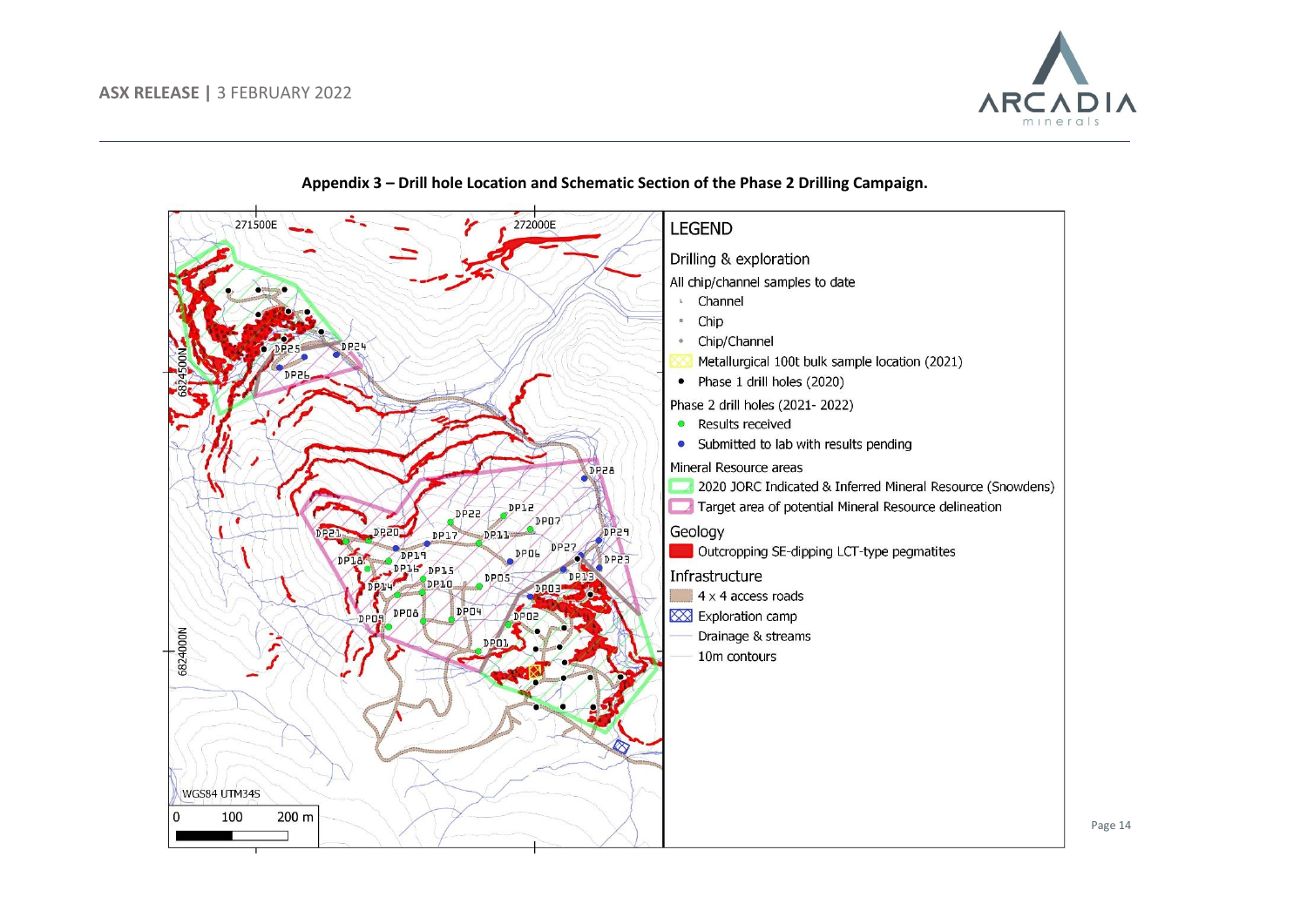**Appendix 3 – Drill hole Location and Schematic Section of the Phase 2 Drilling Campaign.**

271500E
272000E
6824500N
6824000N
WGS84 UTM34S

0 100 200 m

DP01, DP02, DP03, DP04, DP05, DP06, DP07, DP08, DP09, DP10, DP11, DP12, DP13, DP14, DP15, DP16, DP17, DP18, DP19, DP20, DP21, DP22, DP23, DP24, DP25, DP26, DP27, DP28, DP29

LEGEND

Drilling & exploration

All chip/channel samples to date

- Channel
- Chip
- Chip/Channel
- Metallurgical 100t bulk sample location (2021)
- Phase 1 drill holes (2020)

Phase 2 drill holes (2021- 2022)

- Results received
- Submitted to lab with results pending

Mineral Resource areas

- 2020 JORC Indicated & Inferred Mineral Resource (Snowdens)
- Target area of potential Mineral Resource delineation

Geology

- Outcropping SE-dipping LCT-type pegmatites

Infrastructure

- 4 x 4 access roads
- Exploration camp
- Drainage & streams
- 10m contours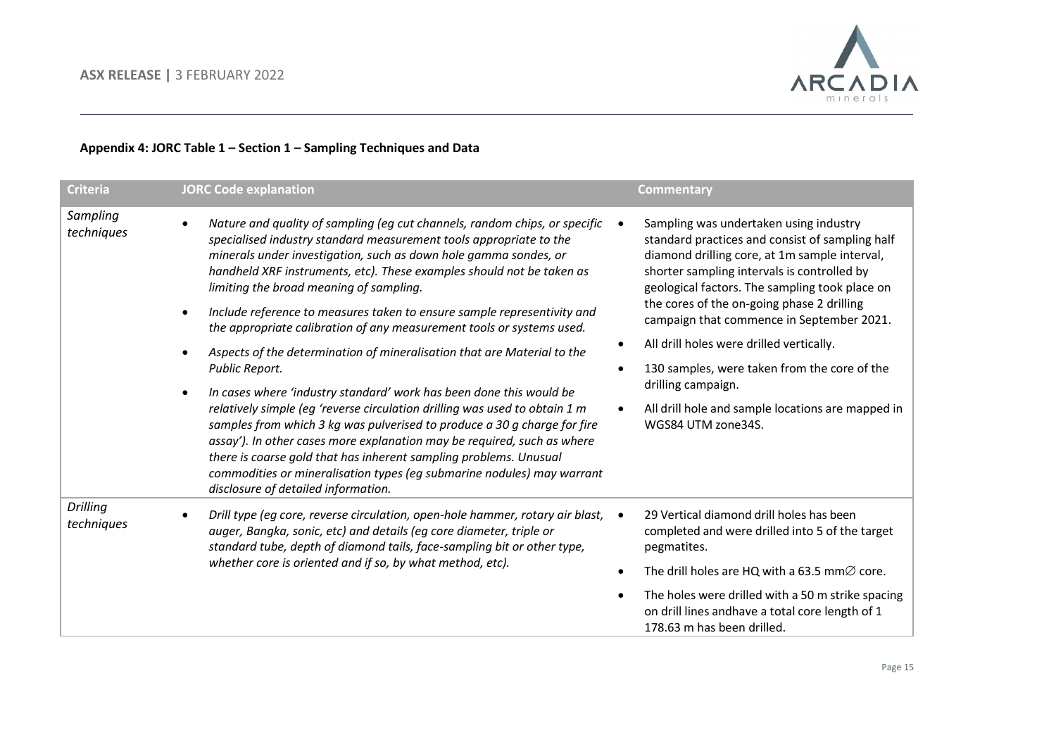**Appendix 4: JORC Table 1 – Section 1 – Sampling Techniques and Data**

| Criteria | JORC Code explanation | Commentary |
|---|---|---|
| *Sampling techniques* | • *Nature and quality of sampling (eg cut channels, random chips, or specific specialised industry standard measurement tools appropriate to the minerals under investigation, such as down hole gamma sondes, or handheld XRF instruments, etc). These examples should not be taken as limiting the broad meaning of sampling.*<br>• *Include reference to measures taken to ensure sample representivity and the appropriate calibration of any measurement tools or systems used.*<br>• *Aspects of the determination of mineralisation that are Material to the Public Report.*<br>• *In cases where 'industry standard' work has been done this would be relatively simple (eg 'reverse circulation drilling was used to obtain 1 m samples from which 3 kg was pulverised to produce a 30 g charge for fire assay'). In other cases more explanation may be required, such as where there is coarse gold that has inherent sampling problems. Unusual commodities or mineralisation types (eg submarine nodules) may warrant disclosure of detailed information.* | • Sampling was undertaken using industry standard practices and consist of sampling half diamond drilling core, at 1m sample interval, shorter sampling intervals is controlled by geological factors. The sampling took place on the cores of the on-going phase 2 drilling campaign that commence in September 2021.<br>• All drill holes were drilled vertically.<br>• 130 samples, were taken from the core of the drilling campaign.<br>• All drill hole and sample locations are mapped in WGS84 UTM zone34S. |
| *Drilling techniques* | • *Drill type (eg core, reverse circulation, open-hole hammer, rotary air blast, auger, Bangka, sonic, etc) and details (eg core diameter, triple or standard tube, depth of diamond tails, face-sampling bit or other type, whether core is oriented and if so, by what method, etc).* | • 29 Vertical diamond drill holes has been completed and were drilled into 5 of the target pegmatites.<br>• The drill holes are HQ with a 63.5 mm∅ core.<br>• The holes were drilled with a 50 m strike spacing on drill lines andhave a total core length of 1 178.63 m has been drilled. |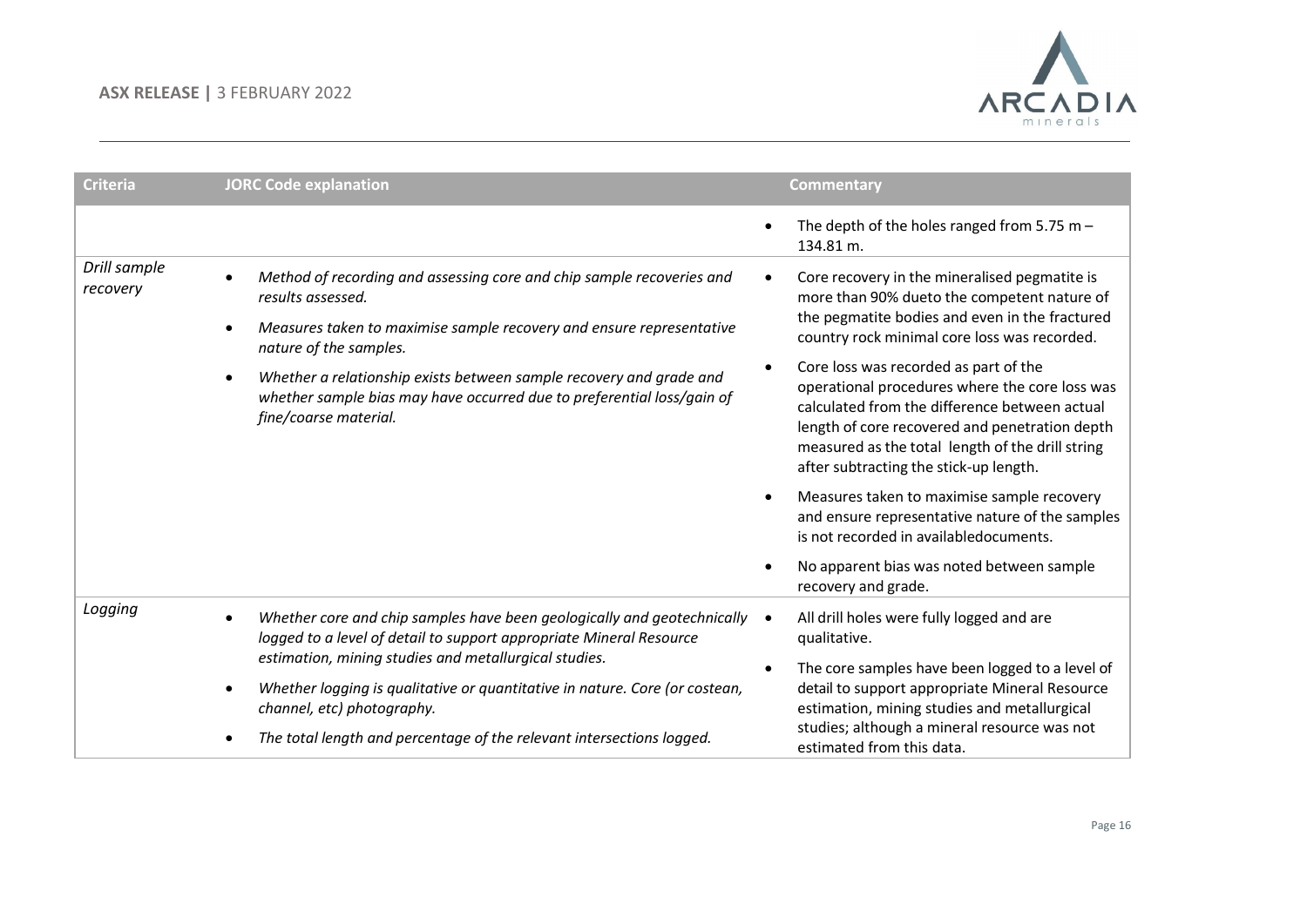| Criteria | JORC Code explanation | Commentary |
|---|---|---|
| | | • The depth of the holes ranged from 5.75 m – 134.81 m. |
| *Drill sample recovery* | • *Method of recording and assessing core and chip sample recoveries and results assessed.*<br>• *Measures taken to maximise sample recovery and ensure representative nature of the samples.*<br>• *Whether a relationship exists between sample recovery and grade and whether sample bias may have occurred due to preferential loss/gain of fine/coarse material.* | • Core recovery in the mineralised pegmatite is more than 90% dueto the competent nature of the pegmatite bodies and even in the fractured country rock minimal core loss was recorded.<br>• Core loss was recorded as part of the operational procedures where the core loss was calculated from the difference between actual length of core recovered and penetration depth measured as the total length of the drill string after subtracting the stick-up length.<br>• Measures taken to maximise sample recovery and ensure representative nature of the samples is not recorded in availabledocuments.<br>• No apparent bias was noted between sample recovery and grade. |
| *Logging* | • *Whether core and chip samples have been geologically and geotechnically logged to a level of detail to support appropriate Mineral Resource estimation, mining studies and metallurgical studies.*<br>• *Whether logging is qualitative or quantitative in nature. Core (or costean, channel, etc) photography.*<br>• *The total length and percentage of the relevant intersections logged.* | • All drill holes were fully logged and are qualitative.<br>• The core samples have been logged to a level of detail to support appropriate Mineral Resource estimation, mining studies and metallurgical studies; although a mineral resource was not estimated from this data. |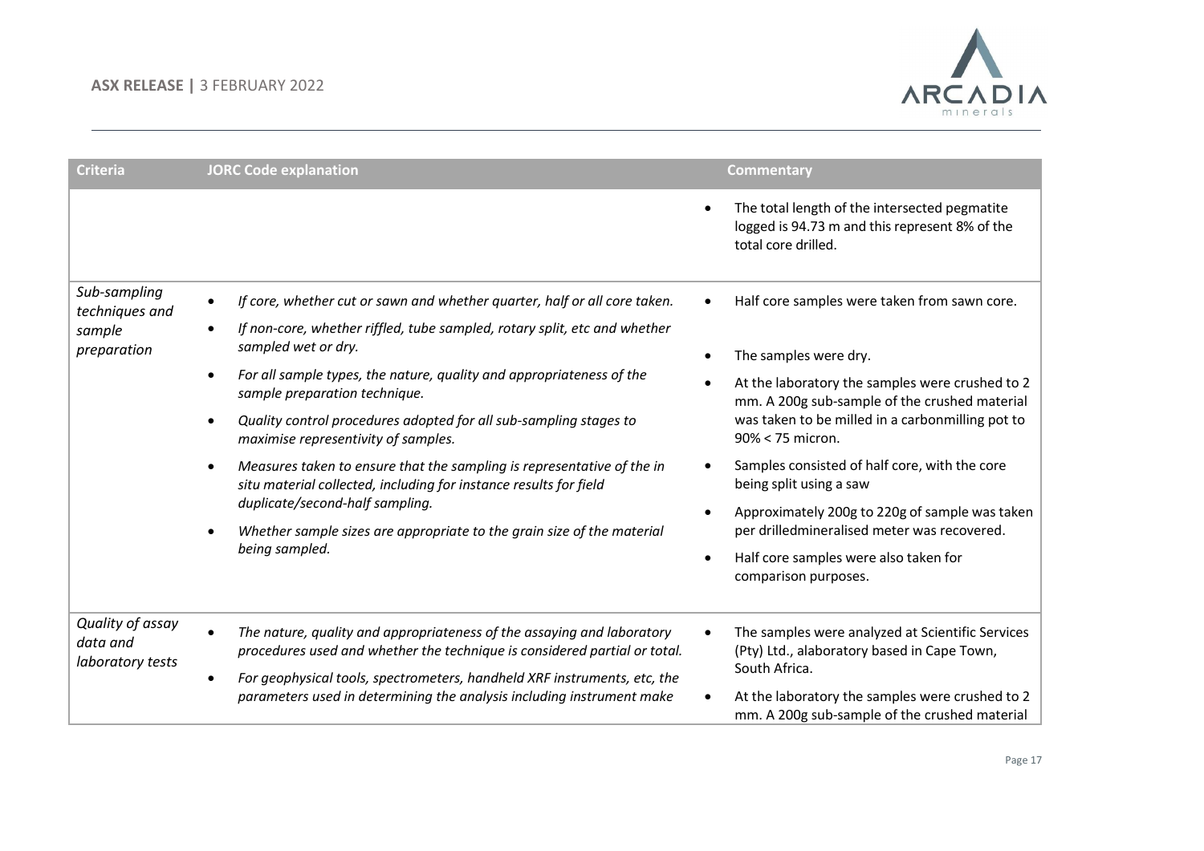| Criteria | JORC Code explanation | Commentary |
|---|---|---|
| | | • The total length of the intersected pegmatite logged is 94.73 m and this represent 8% of the total core drilled. |
| *Sub-sampling techniques and sample preparation* | • *If core, whether cut or sawn and whether quarter, half or all core taken.*<br>• *If non-core, whether riffled, tube sampled, rotary split, etc and whether sampled wet or dry.*<br>• *For all sample types, the nature, quality and appropriateness of the sample preparation technique.*<br>• *Quality control procedures adopted for all sub-sampling stages to maximise representivity of samples.*<br>• *Measures taken to ensure that the sampling is representative of the in situ material collected, including for instance results for field duplicate/second-half sampling.*<br>• *Whether sample sizes are appropriate to the grain size of the material being sampled.* | • Half core samples were taken from sawn core.<br>• The samples were dry.<br>• At the laboratory the samples were crushed to 2 mm. A 200g sub-sample of the crushed material was taken to be milled in a carbonmilling pot to 90% < 75 micron.<br>• Samples consisted of half core, with the core being split using a saw<br>• Approximately 200g to 220g of sample was taken per drilledmineralised meter was recovered.<br>• Half core samples were also taken for comparison purposes. |
| *Quality of assay data and laboratory tests* | • *The nature, quality and appropriateness of the assaying and laboratory procedures used and whether the technique is considered partial or total.*<br>• *For geophysical tools, spectrometers, handheld XRF instruments, etc, the parameters used in determining the analysis including instrument make* | • The samples were analyzed at Scientific Services (Pty) Ltd., alaboratory based in Cape Town, South Africa.<br>• At the laboratory the samples were crushed to 2 mm. A 200g sub-sample of the crushed material |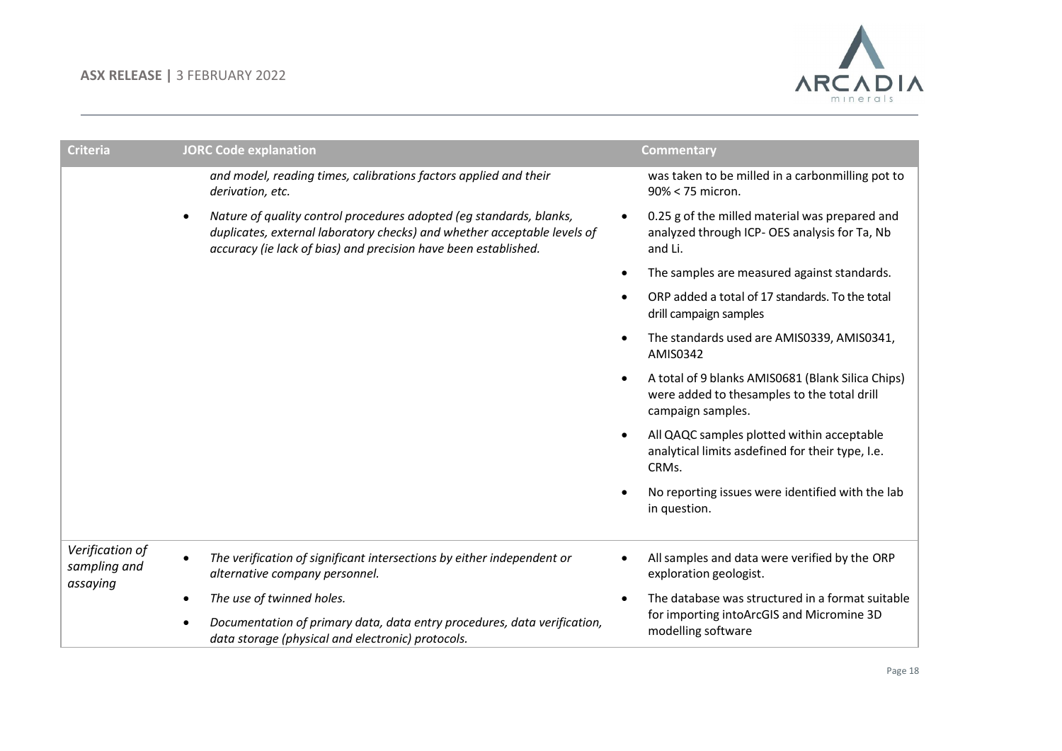| Criteria | JORC Code explanation | Commentary |
| --- | --- | --- |
| | *and model, reading times, calibrations factors applied and their derivation, etc.*<br>• *Nature of quality control procedures adopted (eg standards, blanks, duplicates, external laboratory checks) and whether acceptable levels of accuracy (ie lack of bias) and precision have been established.* | was taken to be milled in a carbonmilling pot to 90% < 75 micron.<br>• 0.25 g of the milled material was prepared and analyzed through ICP- OES analysis for Ta, Nb and Li.<br>• The samples are measured against standards.<br>• ORP added a total of 17 standards. To the total drill campaign samples<br>• The standards used are AMIS0339, AMIS0341, AMIS0342<br>• A total of 9 blanks AMIS0681 (Blank Silica Chips) were added to thesamples to the total drill campaign samples.<br>• All QAQC samples plotted within acceptable analytical limits asdefined for their type, I.e. CRMs.<br>• No reporting issues were identified with the lab in question. |
| *Verification of sampling and assaying* | • *The verification of significant intersections by either independent or alternative company personnel.*<br>• *The use of twinned holes.*<br>• *Documentation of primary data, data entry procedures, data verification, data storage (physical and electronic) protocols.* | • All samples and data were verified by the ORP exploration geologist.<br>• The database was structured in a format suitable for importing intoArcGIS and Micromine 3D modelling software |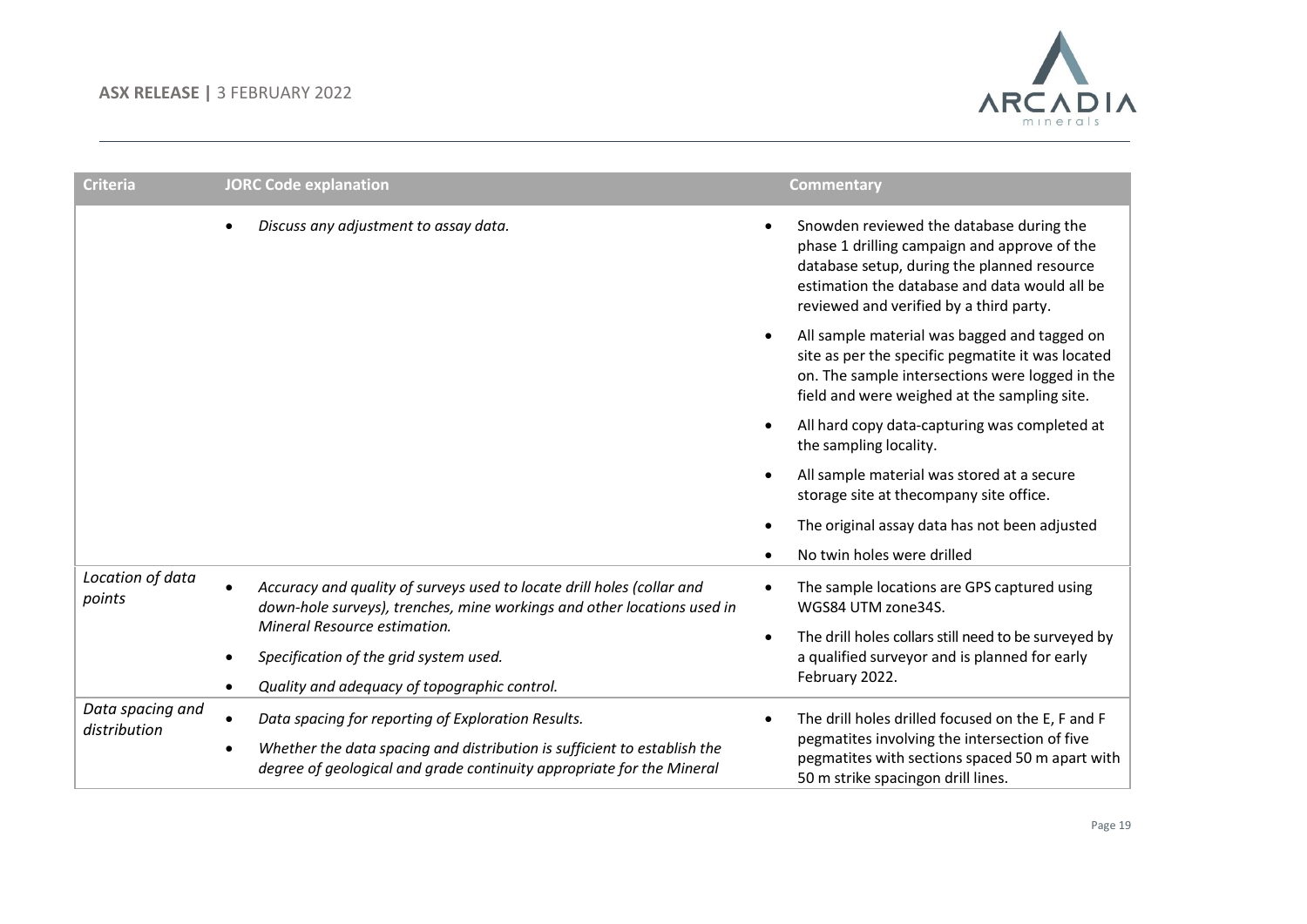| Criteria | JORC Code explanation | Commentary |
|---|---|---|
| | • *Discuss any adjustment to assay data.* | • Snowden reviewed the database during the phase 1 drilling campaign and approve of the database setup, during the planned resource estimation the database and data would all be reviewed and verified by a third party.<br>• All sample material was bagged and tagged on site as per the specific pegmatite it was located on. The sample intersections were logged in the field and were weighed at the sampling site.<br>• All hard copy data-capturing was completed at the sampling locality.<br>• All sample material was stored at a secure storage site at thecompany site office.<br>• The original assay data has not been adjusted<br>• No twin holes were drilled |
| *Location of data points* | • *Accuracy and quality of surveys used to locate drill holes (collar and down-hole surveys), trenches, mine workings and other locations used in Mineral Resource estimation.*<br>• *Specification of the grid system used.*<br>• *Quality and adequacy of topographic control.* | • The sample locations are GPS captured using WGS84 UTM zone34S.<br>• The drill holes collars still need to be surveyed by a qualified surveyor and is planned for early February 2022. |
| *Data spacing and distribution* | • *Data spacing for reporting of Exploration Results.*<br>• *Whether the data spacing and distribution is sufficient to establish the degree of geological and grade continuity appropriate for the Mineral* | • The drill holes drilled focused on the E, F and F pegmatites involving the intersection of five pegmatites with sections spaced 50 m apart with 50 m strike spacingon drill lines. |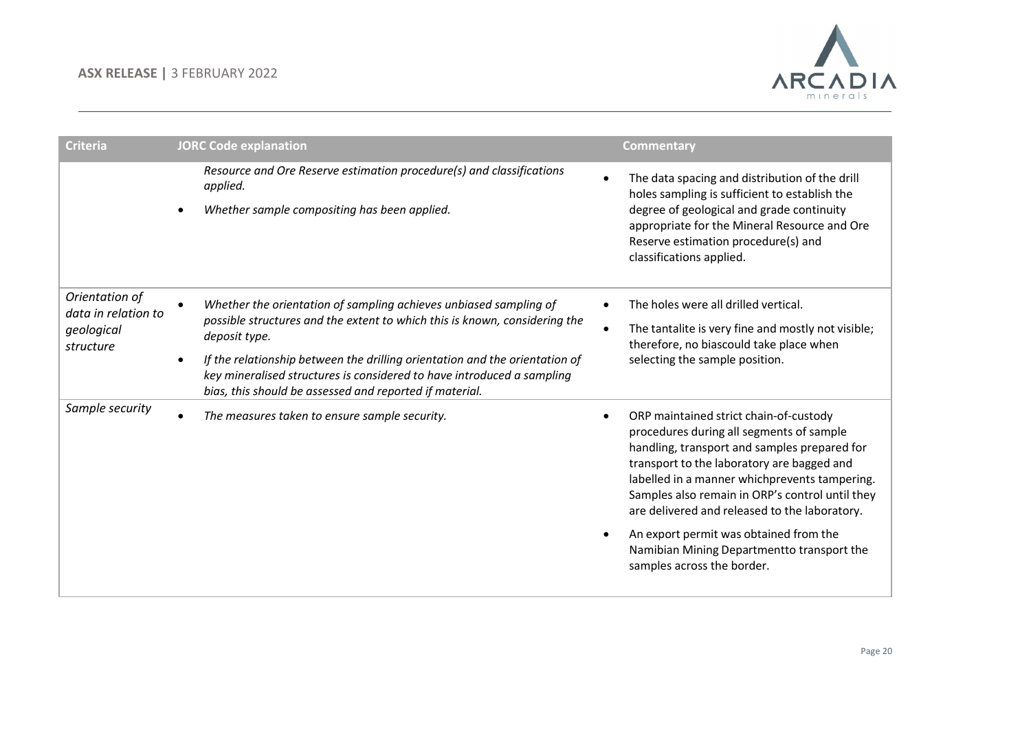| Criteria | JORC Code explanation | Commentary |
| --- | --- | --- |
| | *Resource and Ore Reserve estimation procedure(s) and classifications applied.*<br>• *Whether sample compositing has been applied.* | • The data spacing and distribution of the drill holes sampling is sufficient to establish the degree of geological and grade continuity appropriate for the Mineral Resource and Ore Reserve estimation procedure(s) and classifications applied. |
| *Orientation of data in relation to geological structure* | • *Whether the orientation of sampling achieves unbiased sampling of possible structures and the extent to which this is known, considering the deposit type.*<br>• *If the relationship between the drilling orientation and the orientation of key mineralised structures is considered to have introduced a sampling bias, this should be assessed and reported if material.* | • The holes were all drilled vertical.<br>• The tantalite is very fine and mostly not visible; therefore, no biascould take place when selecting the sample position. |
| *Sample security* | • *The measures taken to ensure sample security.* | • ORP maintained strict chain-of-custody procedures during all segments of sample handling, transport and samples prepared for transport to the laboratory are bagged and labelled in a manner whichprevents tampering. Samples also remain in ORP's control until they are delivered and released to the laboratory.<br>• An export permit was obtained from the Namibian Mining Departmentto transport the samples across the border. |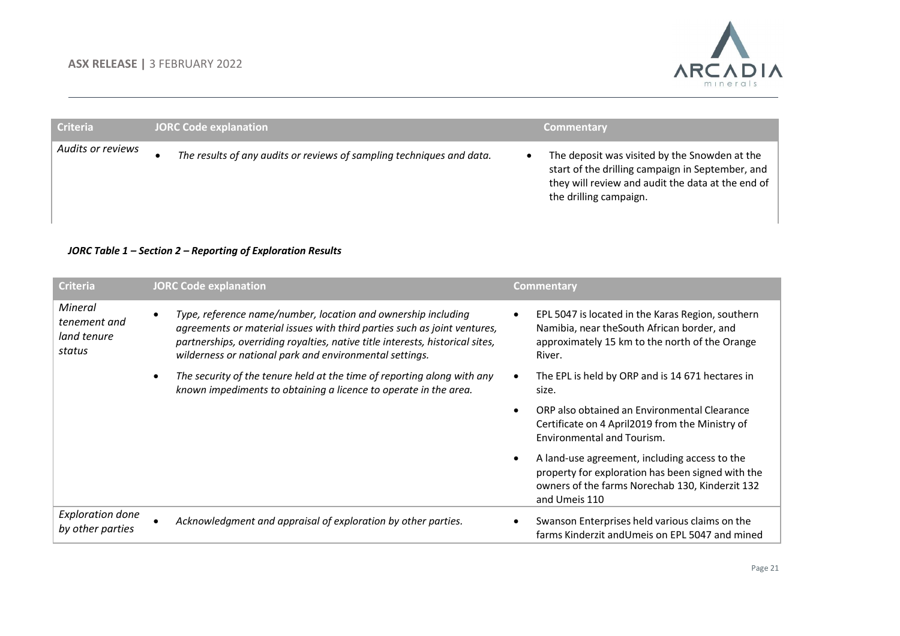| Criteria | JORC Code explanation | Commentary |
|---|---|---|
| *Audits or reviews* | • *The results of any audits or reviews of sampling techniques and data.* | • The deposit was visited by the Snowden at the start of the drilling campaign in September, and they will review and audit the data at the end of the drilling campaign. |

***JORC Table 1 – Section 2 – Reporting of Exploration Results***

| Criteria | JORC Code explanation | Commentary |
|---|---|---|
| *Mineral tenement and land tenure status* | • *Type, reference name/number, location and ownership including agreements or material issues with third parties such as joint ventures, partnerships, overriding royalties, native title interests, historical sites, wilderness or national park and environmental settings.*<br>• *The security of the tenure held at the time of reporting along with any known impediments to obtaining a licence to operate in the area.* | • EPL 5047 is located in the Karas Region, southern Namibia, near theSouth African border, and approximately 15 km to the north of the Orange River.<br>• The EPL is held by ORP and is 14 671 hectares in size.<br>• ORP also obtained an Environmental Clearance Certificate on 4 April2019 from the Ministry of Environmental and Tourism.<br>• A land-use agreement, including access to the property for exploration has been signed with the owners of the farms Norechab 130, Kinderzit 132 and Umeis 110 |
| *Exploration done by other parties* | • *Acknowledgment and appraisal of exploration by other parties.* | • Swanson Enterprises held various claims on the farms Kinderzit andUmeis on EPL 5047 and mined |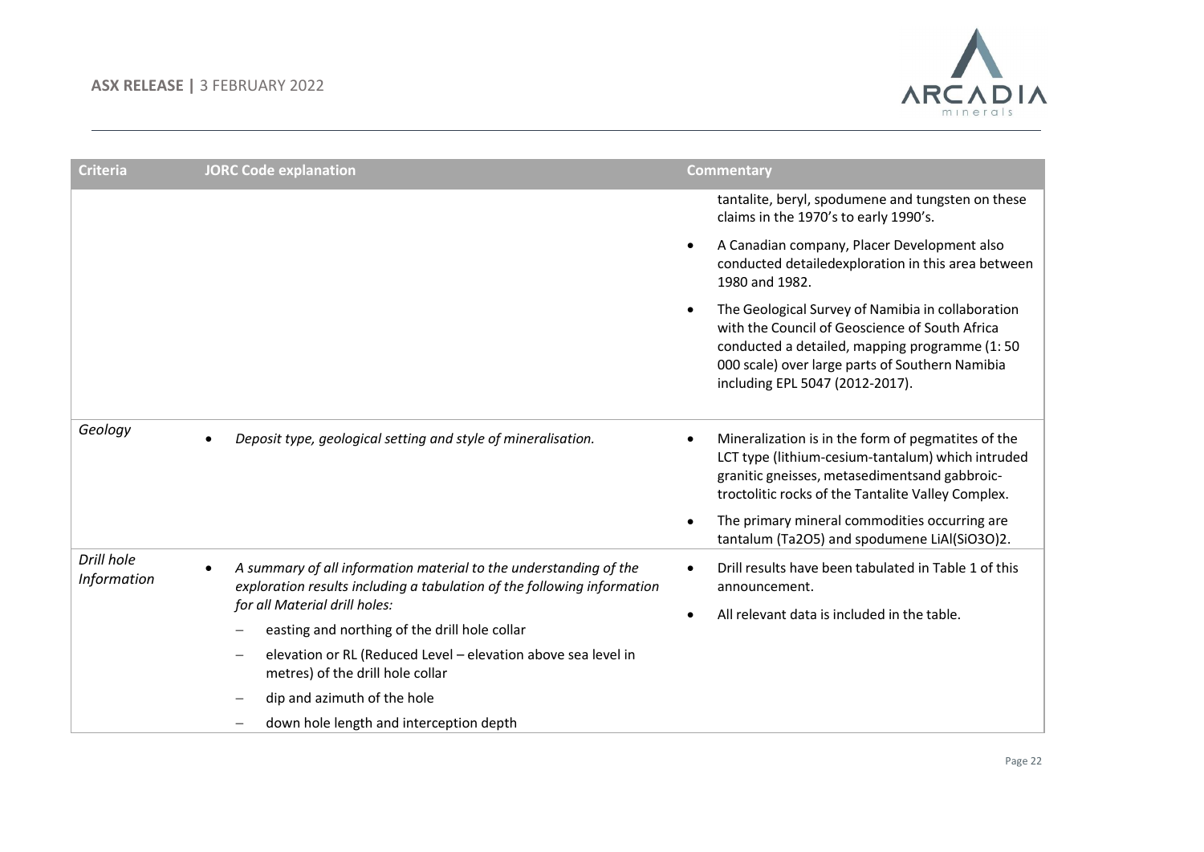| Criteria | JORC Code explanation | Commentary |
|---|---|---|
| | | tantalite, beryl, spodumene and tungsten on these claims in the 1970's to early 1990's.<br>• A Canadian company, Placer Development also conducted detailedexploration in this area between 1980 and 1982.<br>• The Geological Survey of Namibia in collaboration with the Council of Geoscience of South Africa conducted a detailed, mapping programme (1: 50 000 scale) over large parts of Southern Namibia including EPL 5047 (2012-2017). |
| *Geology* | • *Deposit type, geological setting and style of mineralisation.* | • Mineralization is in the form of pegmatites of the LCT type (lithium-cesium-tantalum) which intruded granitic gneisses, metasedimentsand gabbroic-troctolitic rocks of the Tantalite Valley Complex.<br>• The primary mineral commodities occurring are tantalum ($Ta_2O_5$) and spodumene $LiAl(SiO_3O)_2$. |
| *Drill hole Information* | • *A summary of all information material to the understanding of the exploration results including a tabulation of the following information for all Material drill holes:*<br>– easting and northing of the drill hole collar<br>– elevation or RL (Reduced Level – elevation above sea level in metres) of the drill hole collar<br>– dip and azimuth of the hole<br>– down hole length and interception depth | • Drill results have been tabulated in Table 1 of this announcement.<br>• All relevant data is included in the table. |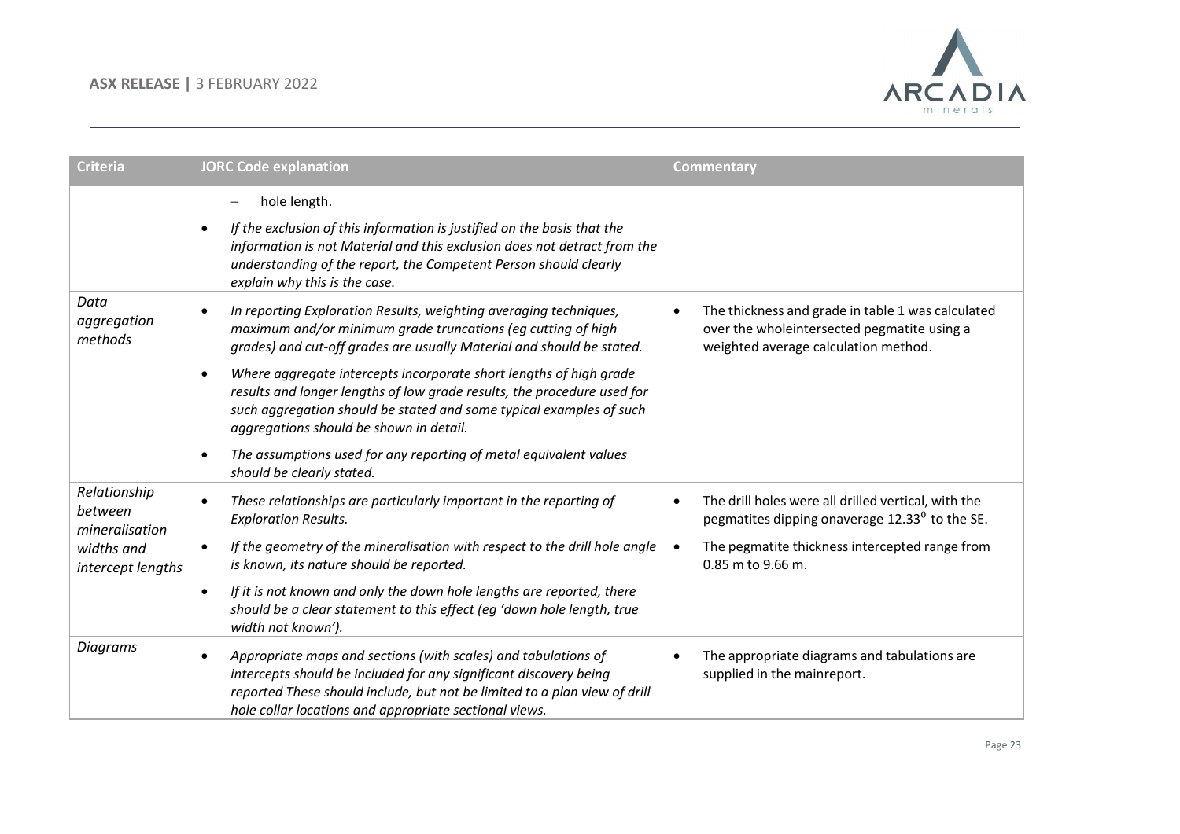| Criteria | JORC Code explanation | Commentary |
|---|---|---|
| | – hole length.<br>• *If the exclusion of this information is justified on the basis that the information is not Material and this exclusion does not detract from the understanding of the report, the Competent Person should clearly explain why this is the case.* | |
| *Data aggregation methods* | • *In reporting Exploration Results, weighting averaging techniques, maximum and/or minimum grade truncations (eg cutting of high grades) and cut-off grades are usually Material and should be stated.*<br>• *Where aggregate intercepts incorporate short lengths of high grade results and longer lengths of low grade results, the procedure used for such aggregation should be stated and some typical examples of such aggregations should be shown in detail.*<br>• *The assumptions used for any reporting of metal equivalent values should be clearly stated.* | • The thickness and grade in table 1 was calculated over the wholeintersected pegmatite using a weighted average calculation method. |
| *Relationship between mineralisation widths and intercept lengths* | • *These relationships are particularly important in the reporting of Exploration Results.*<br>• *If the geometry of the mineralisation with respect to the drill hole angle is known, its nature should be reported.*<br>• *If it is not known and only the down hole lengths are reported, there should be a clear statement to this effect (eg 'down hole length, true width not known').* | • The drill holes were all drilled vertical, with the pegmatites dipping onaverage $12.33^{0}$ to the SE.<br>• The pegmatite thickness intercepted range from 0.85 m to 9.66 m. |
| *Diagrams* | • *Appropriate maps and sections (with scales) and tabulations of intercepts should be included for any significant discovery being reported These should include, but not be limited to a plan view of drill hole collar locations and appropriate sectional views.* | • The appropriate diagrams and tabulations are supplied in the mainreport. |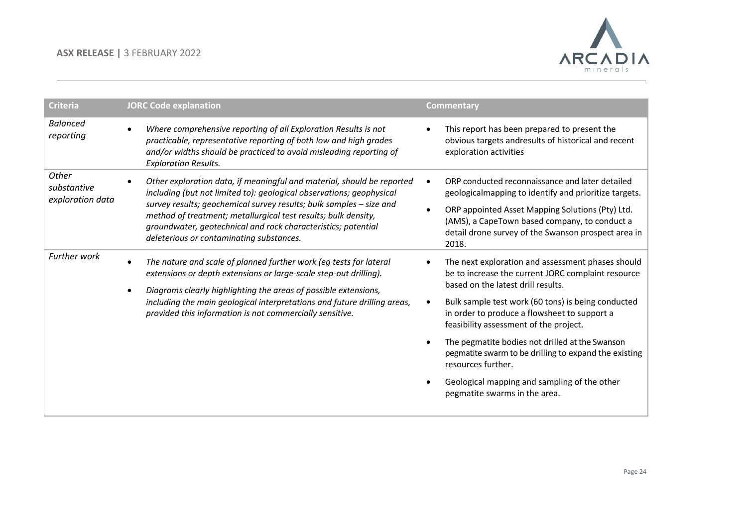| Criteria | JORC Code explanation | Commentary |
|---|---|---|
| *Balanced reporting* | • *Where comprehensive reporting of all Exploration Results is not practicable, representative reporting of both low and high grades and/or widths should be practiced to avoid misleading reporting of Exploration Results.* | • This report has been prepared to present the obvious targets andresults of historical and recent exploration activities |
| *Other substantive exploration data* | • *Other exploration data, if meaningful and material, should be reported including (but not limited to): geological observations; geophysical survey results; geochemical survey results; bulk samples – size and method of treatment; metallurgical test results; bulk density, groundwater, geotechnical and rock characteristics; potential deleterious or contaminating substances.* | • ORP conducted reconnaissance and later detailed geologicalmapping to identify and prioritize targets.<br>• ORP appointed Asset Mapping Solutions (Pty) Ltd. (AMS), a CapeTown based company, to conduct a detail drone survey of the Swanson prospect area in 2018. |
| *Further work* | • *The nature and scale of planned further work (eg tests for lateral extensions or depth extensions or large-scale step-out drilling).*<br>• *Diagrams clearly highlighting the areas of possible extensions, including the main geological interpretations and future drilling areas, provided this information is not commercially sensitive.* | • The next exploration and assessment phases should be to increase the current JORC complaint resource based on the latest drill results.<br>• Bulk sample test work (60 tons) is being conducted in order to produce a flowsheet to support a feasibility assessment of the project.<br>• The pegmatite bodies not drilled at the Swanson pegmatite swarm to be drilling to expand the existing resources further.<br>• Geological mapping and sampling of the other pegmatite swarms in the area. |